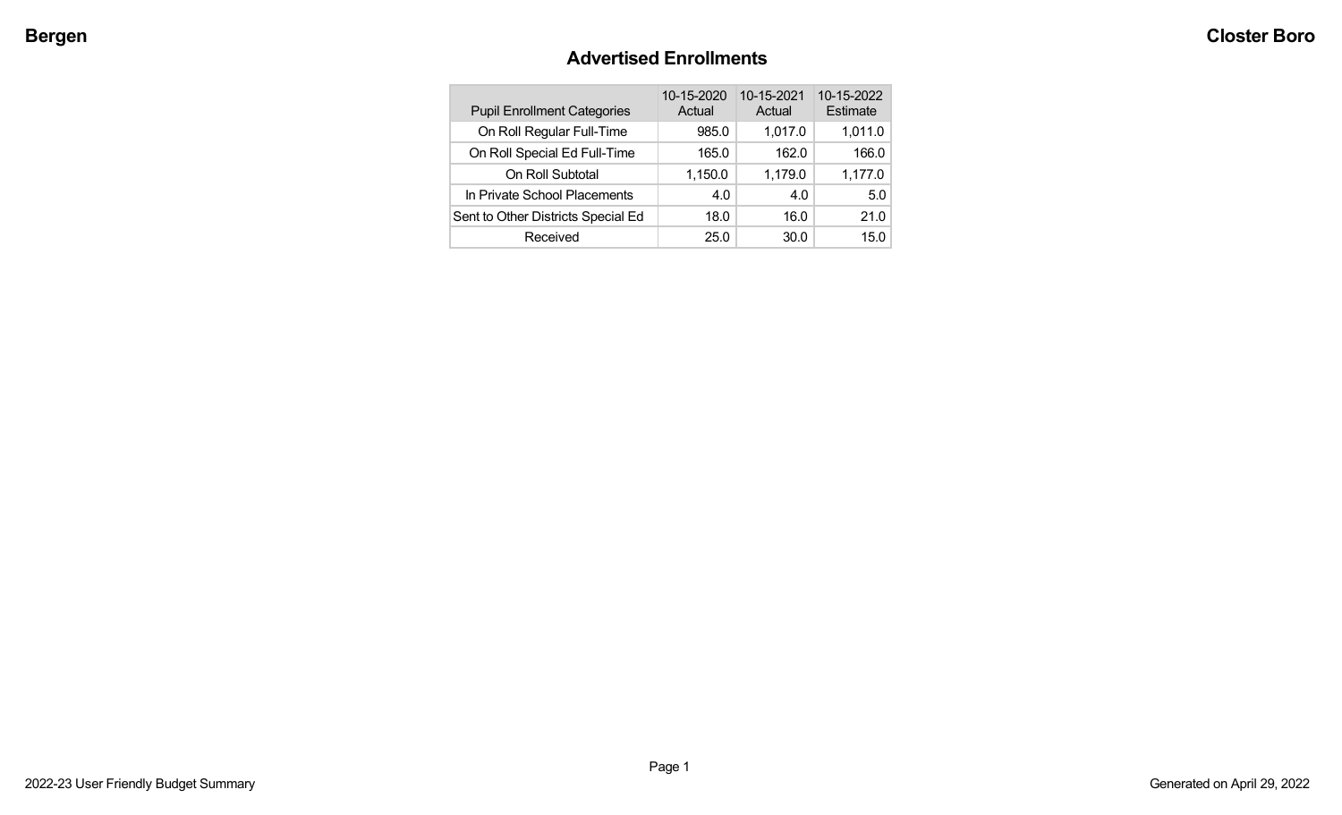# Advertised Enrollments

| Pupil Enrollment Categories | 10-15-2020 Actual | 10-15-2021 Actual | 10-15-2022 Estimate |
|---|---|---|---|
| On Roll Regular Full-Time | 985.0 | 1,017.0 | 1,011.0 |
| On Roll Special Ed Full-Time | 165.0 | 162.0 | 166.0 |
| On Roll Subtotal | 1,150.0 | 1,179.0 | 1,177.0 |
| In Private School Placements | 4.0 | 4.0 | 5.0 |
| Sent to Other Districts Special Ed | 18.0 | 16.0 | 21.0 |
| Received | 25.0 | 30.0 | 15.0 |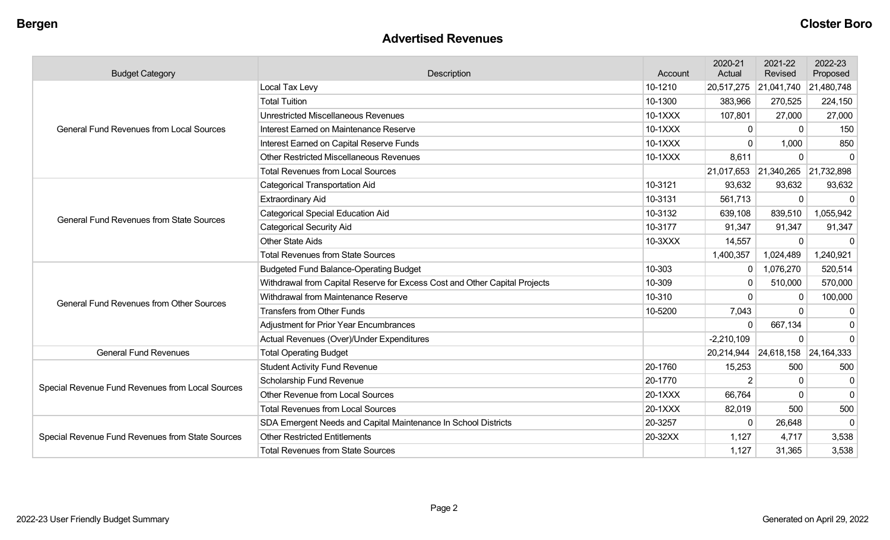## Advertised Revenues

| Budget Category | Description | Account | 2020-21 Actual | 2021-22 Revised | 2022-23 Proposed |
|---|---|---|---|---|---|
| General Fund Revenues from Local Sources | Local Tax Levy | 10-1210 | 20,517,275 | 21,041,740 | 21,480,748 |
| | Total Tuition | 10-1300 | 383,966 | 270,525 | 224,150 |
| | Unrestricted Miscellaneous Revenues | 10-1XXX | 107,801 | 27,000 | 27,000 |
| | Interest Earned on Maintenance Reserve | 10-1XXX | 0 | 0 | 150 |
| | Interest Earned on Capital Reserve Funds | 10-1XXX | 0 | 1,000 | 850 |
| | Other Restricted Miscellaneous Revenues | 10-1XXX | 8,611 | 0 | 0 |
| | Total Revenues from Local Sources | | 21,017,653 | 21,340,265 | 21,732,898 |
| General Fund Revenues from State Sources | Categorical Transportation Aid | 10-3121 | 93,632 | 93,632 | 93,632 |
| | Extraordinary Aid | 10-3131 | 561,713 | 0 | 0 |
| | Categorical Special Education Aid | 10-3132 | 639,108 | 839,510 | 1,055,942 |
| | Categorical Security Aid | 10-3177 | 91,347 | 91,347 | 91,347 |
| | Other State Aids | 10-3XXX | 14,557 | 0 | 0 |
| | Total Revenues from State Sources | | 1,400,357 | 1,024,489 | 1,240,921 |
| General Fund Revenues from Other Sources | Budgeted Fund Balance-Operating Budget | 10-303 | 0 | 1,076,270 | 520,514 |
| | Withdrawal from Capital Reserve for Excess Cost and Other Capital Projects | 10-309 | 0 | 510,000 | 570,000 |
| | Withdrawal from Maintenance Reserve | 10-310 | 0 | 0 | 100,000 |
| | Transfers from Other Funds | 10-5200 | 7,043 | 0 | 0 |
| | Adjustment for Prior Year Encumbrances | | 0 | 667,134 | 0 |
| | Actual Revenues (Over)/Under Expenditures | | -2,210,109 | 0 | 0 |
| General Fund Revenues | Total Operating Budget | | 20,214,944 | 24,618,158 | 24,164,333 |
| Special Revenue Fund Revenues from Local Sources | Student Activity Fund Revenue | 20-1760 | 15,253 | 500 | 500 |
| | Scholarship Fund Revenue | 20-1770 | 2 | 0 | 0 |
| | Other Revenue from Local Sources | 20-1XXX | 66,764 | 0 | 0 |
| | Total Revenues from Local Sources | 20-1XXX | 82,019 | 500 | 500 |
| Special Revenue Fund Revenues from State Sources | SDA Emergent Needs and Capital Maintenance In School Districts | 20-3257 | 0 | 26,648 | 0 |
| | Other Restricted Entitlements | 20-32XX | 1,127 | 4,717 | 3,538 |
| | Total Revenues from State Sources | | 1,127 | 31,365 | 3,538 |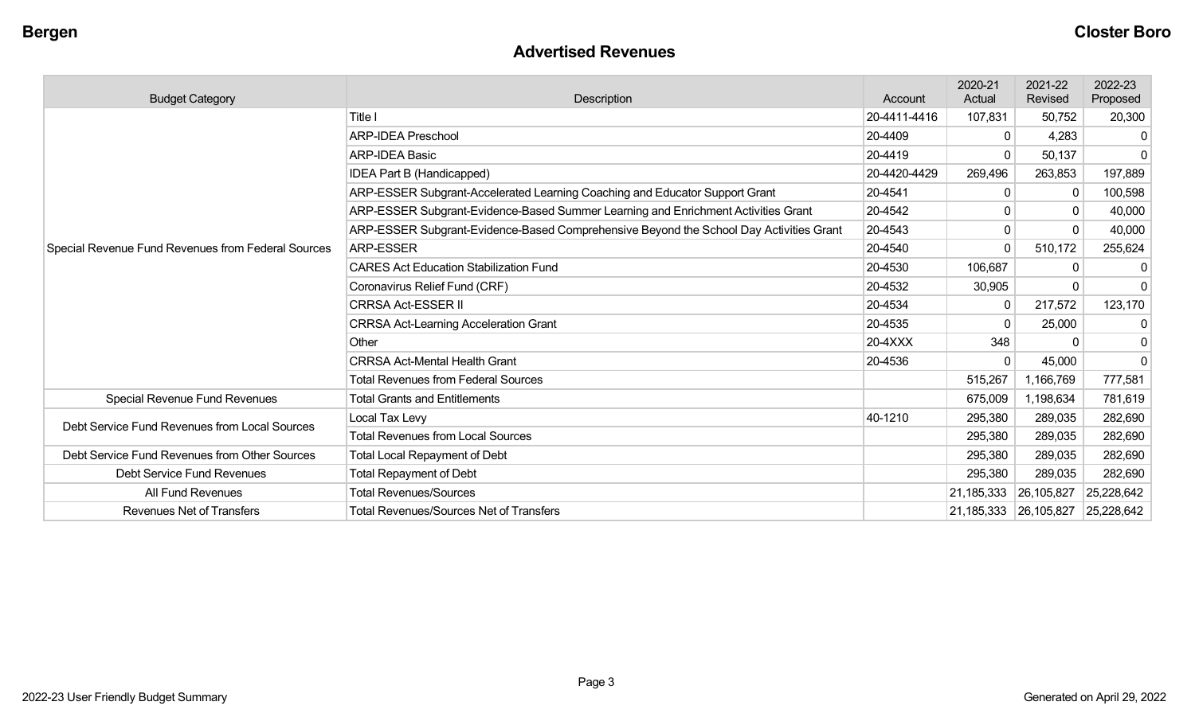## Advertised Revenues

| Budget Category | Description | Account | 2020-21 Actual | 2021-22 Revised | 2022-23 Proposed |
|---|---|---|---|---|---|
| Special Revenue Fund Revenues from Federal Sources | Title I | 20-4411-4416 | 107,831 | 50,752 | 20,300 |
| | ARP-IDEA Preschool | 20-4409 | 0 | 4,283 | 0 |
| | ARP-IDEA Basic | 20-4419 | 0 | 50,137 | 0 |
| | IDEA Part B (Handicapped) | 20-4420-4429 | 269,496 | 263,853 | 197,889 |
| | ARP-ESSER Subgrant-Accelerated Learning Coaching and Educator Support Grant | 20-4541 | 0 | 0 | 100,598 |
| | ARP-ESSER Subgrant-Evidence-Based Summer Learning and Enrichment Activities Grant | 20-4542 | 0 | 0 | 40,000 |
| | ARP-ESSER Subgrant-Evidence-Based Comprehensive Beyond the School Day Activities Grant | 20-4543 | 0 | 0 | 40,000 |
| | ARP-ESSER | 20-4540 | 0 | 510,172 | 255,624 |
| | CARES Act Education Stabilization Fund | 20-4530 | 106,687 | 0 | 0 |
| | Coronavirus Relief Fund (CRF) | 20-4532 | 30,905 | 0 | 0 |
| | CRRSA Act-ESSER II | 20-4534 | 0 | 217,572 | 123,170 |
| | CRRSA Act-Learning Acceleration Grant | 20-4535 | 0 | 25,000 | 0 |
| | Other | 20-4XXX | 348 | 0 | 0 |
| | CRRSA Act-Mental Health Grant | 20-4536 | 0 | 45,000 | 0 |
| | Total Revenues from Federal Sources | | 515,267 | 1,166,769 | 777,581 |
| Special Revenue Fund Revenues | Total Grants and Entitlements | | 675,009 | 1,198,634 | 781,619 |
| Debt Service Fund Revenues from Local Sources | Local Tax Levy | 40-1210 | 295,380 | 289,035 | 282,690 |
| | Total Revenues from Local Sources | | 295,380 | 289,035 | 282,690 |
| Debt Service Fund Revenues from Other Sources | Total Local Repayment of Debt | | 295,380 | 289,035 | 282,690 |
| Debt Service Fund Revenues | Total Repayment of Debt | | 295,380 | 289,035 | 282,690 |
| All Fund Revenues | Total Revenues/Sources | | 21,185,333 | 26,105,827 | 25,228,642 |
| Revenues Net of Transfers | Total Revenues/Sources Net of Transfers | | 21,185,333 | 26,105,827 | 25,228,642 |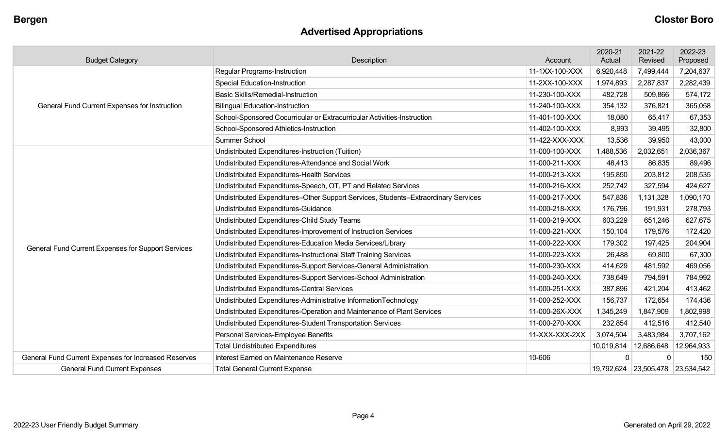# Advertised Appropriations

| Budget Category | Description | Account | 2020-21 Actual | 2021-22 Revised | 2022-23 Proposed |
|---|---|---|---|---|---|
| General Fund Current Expenses for Instruction | Regular Programs-Instruction | 11-1XX-100-XXX | 6,920,448 | 7,499,444 | 7,204,637 |
| | Special Education-Instruction | 11-2XX-100-XXX | 1,974,893 | 2,287,837 | 2,282,439 |
| | Basic Skills/Remedial-Instruction | 11-230-100-XXX | 482,728 | 509,866 | 574,172 |
| | Bilingual Education-Instruction | 11-240-100-XXX | 354,132 | 376,821 | 365,058 |
| | School-Sponsored Cocurricular or Extracurricular Activities-Instruction | 11-401-100-XXX | 18,080 | 65,417 | 67,353 |
| | School-Sponsored Athletics-Instruction | 11-402-100-XXX | 8,993 | 39,495 | 32,800 |
| | Summer School | 11-422-XXX-XXX | 13,536 | 39,950 | 43,000 |
| General Fund Current Expenses for Support Services | Undistributed Expenditures-Instruction (Tuition) | 11-000-100-XXX | 1,488,536 | 2,032,651 | 2,036,367 |
| | Undistributed Expenditures-Attendance and Social Work | 11-000-211-XXX | 48,413 | 86,835 | 89,496 |
| | Undistributed Expenditures-Health Services | 11-000-213-XXX | 195,850 | 203,812 | 208,535 |
| | Undistributed Expenditures-Speech, OT, PT and Related Services | 11-000-216-XXX | 252,742 | 327,594 | 424,627 |
| | Undistributed Expenditures–Other Support Services, Students–Extraordinary Services | 11-000-217-XXX | 547,836 | 1,131,328 | 1,090,170 |
| | Undistributed Expenditures-Guidance | 11-000-218-XXX | 176,796 | 191,931 | 278,793 |
| | Undistributed Expenditures-Child Study Teams | 11-000-219-XXX | 603,229 | 651,246 | 627,675 |
| | Undistributed Expenditures-Improvement of Instruction Services | 11-000-221-XXX | 150,104 | 179,576 | 172,420 |
| | Undistributed Expenditures-Education Media Services/Library | 11-000-222-XXX | 179,302 | 197,425 | 204,904 |
| | Undistributed Expenditures-Instructional Staff Training Services | 11-000-223-XXX | 26,488 | 69,800 | 67,300 |
| | Undistributed Expenditures-Support Services-General Administration | 11-000-230-XXX | 414,629 | 481,592 | 469,056 |
| | Undistributed Expenditures-Support Services-School Administration | 11-000-240-XXX | 738,649 | 794,591 | 784,992 |
| | Undistributed Expenditures-Central Services | 11-000-251-XXX | 387,896 | 421,204 | 413,462 |
| | Undistributed Expenditures-Administrative InformationTechnology | 11-000-252-XXX | 156,737 | 172,654 | 174,436 |
| | Undistributed Expenditures-Operation and Maintenance of Plant Services | 11-000-26X-XXX | 1,345,249 | 1,847,909 | 1,802,998 |
| | Undistributed Expenditures-Student Transportation Services | 11-000-270-XXX | 232,854 | 412,516 | 412,540 |
| | Personal Services-Employee Benefits | 11-XXX-XXX-2XX | 3,074,504 | 3,483,984 | 3,707,162 |
| | Total Undistributed Expenditures | | 10,019,814 | 12,686,648 | 12,964,933 |
| General Fund Current Expenses for Increased Reserves | Interest Earned on Maintenance Reserve | 10-606 | 0 | 0 | 150 |
| General Fund Current Expenses | Total General Current Expense | | 19,792,624 | 23,505,478 | 23,534,542 |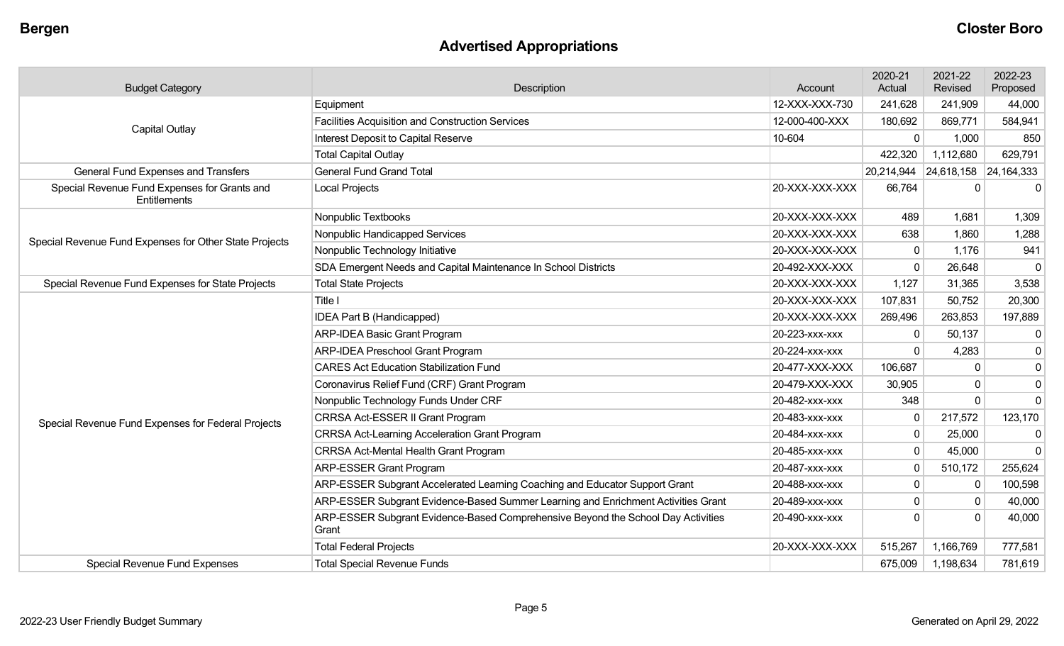## Advertised Appropriations

| Budget Category | Description | Account | 2020-21 Actual | 2021-22 Revised | 2022-23 Proposed |
|---|---|---|---|---|---|
| Capital Outlay | Equipment | 12-XXX-XXX-730 | 241,628 | 241,909 | 44,000 |
| | Facilities Acquisition and Construction Services | 12-000-400-XXX | 180,692 | 869,771 | 584,941 |
| | Interest Deposit to Capital Reserve | 10-604 | 0 | 1,000 | 850 |
| | Total Capital Outlay | | 422,320 | 1,112,680 | 629,791 |
| General Fund Expenses and Transfers | General Fund Grand Total | | 20,214,944 | 24,618,158 | 24,164,333 |
| Special Revenue Fund Expenses for Grants and Entitlements | Local Projects | 20-XXX-XXX-XXX | 66,764 | 0 | 0 |
| Special Revenue Fund Expenses for Other State Projects | Nonpublic Textbooks | 20-XXX-XXX-XXX | 489 | 1,681 | 1,309 |
| | Nonpublic Handicapped Services | 20-XXX-XXX-XXX | 638 | 1,860 | 1,288 |
| | Nonpublic Technology Initiative | 20-XXX-XXX-XXX | 0 | 1,176 | 941 |
| | SDA Emergent Needs and Capital Maintenance In School Districts | 20-492-XXX-XXX | 0 | 26,648 | 0 |
| Special Revenue Fund Expenses for State Projects | Total State Projects | 20-XXX-XXX-XXX | 1,127 | 31,365 | 3,538 |
| Special Revenue Fund Expenses for Federal Projects | Title I | 20-XXX-XXX-XXX | 107,831 | 50,752 | 20,300 |
| | IDEA Part B (Handicapped) | 20-XXX-XXX-XXX | 269,496 | 263,853 | 197,889 |
| | ARP-IDEA Basic Grant Program | 20-223-xxx-xxx | 0 | 50,137 | 0 |
| | ARP-IDEA Preschool Grant Program | 20-224-xxx-xxx | 0 | 4,283 | 0 |
| | CARES Act Education Stabilization Fund | 20-477-XXX-XXX | 106,687 | 0 | 0 |
| | Coronavirus Relief Fund (CRF) Grant Program | 20-479-XXX-XXX | 30,905 | 0 | 0 |
| | Nonpublic Technology Funds Under CRF | 20-482-xxx-xxx | 348 | 0 | 0 |
| | CRRSA Act-ESSER II Grant Program | 20-483-xxx-xxx | 0 | 217,572 | 123,170 |
| | CRRSA Act-Learning Acceleration Grant Program | 20-484-xxx-xxx | 0 | 25,000 | 0 |
| | CRRSA Act-Mental Health Grant Program | 20-485-xxx-xxx | 0 | 45,000 | 0 |
| | ARP-ESSER Grant Program | 20-487-xxx-xxx | 0 | 510,172 | 255,624 |
| | ARP-ESSER Subgrant Accelerated Learning Coaching and Educator Support Grant | 20-488-xxx-xxx | 0 | 0 | 100,598 |
| | ARP-ESSER Subgrant Evidence-Based Summer Learning and Enrichment Activities Grant | 20-489-xxx-xxx | 0 | 0 | 40,000 |
| | ARP-ESSER Subgrant Evidence-Based Comprehensive Beyond the School Day Activities Grant | 20-490-xxx-xxx | 0 | 0 | 40,000 |
| | Total Federal Projects | 20-XXX-XXX-XXX | 515,267 | 1,166,769 | 777,581 |
| Special Revenue Fund Expenses | Total Special Revenue Funds | | 675,009 | 1,198,634 | 781,619 |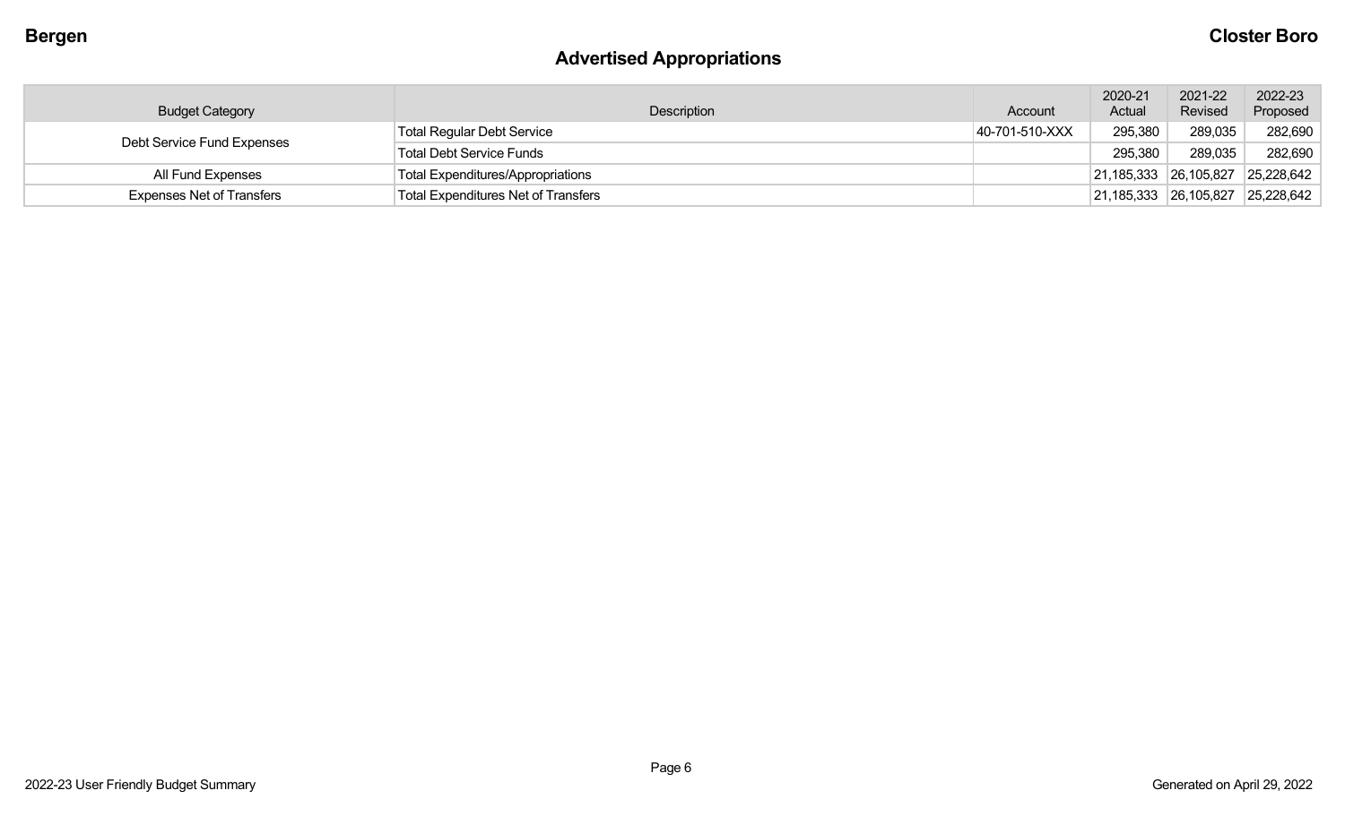## Advertised Appropriations

| Budget Category | Description | Account | 2020-21 Actual | 2021-22 Revised | 2022-23 Proposed |
|---|---|---|---|---|---|
| Debt Service Fund Expenses | Total Regular Debt Service | 40-701-510-XXX | 295,380 | 289,035 | 282,690 |
| | Total Debt Service Funds | | 295,380 | 289,035 | 282,690 |
| All Fund Expenses | Total Expenditures/Appropriations | | 21,185,333 | 26,105,827 | 25,228,642 |
| Expenses Net of Transfers | Total Expenditures Net of Transfers | | 21,185,333 | 26,105,827 | 25,228,642 |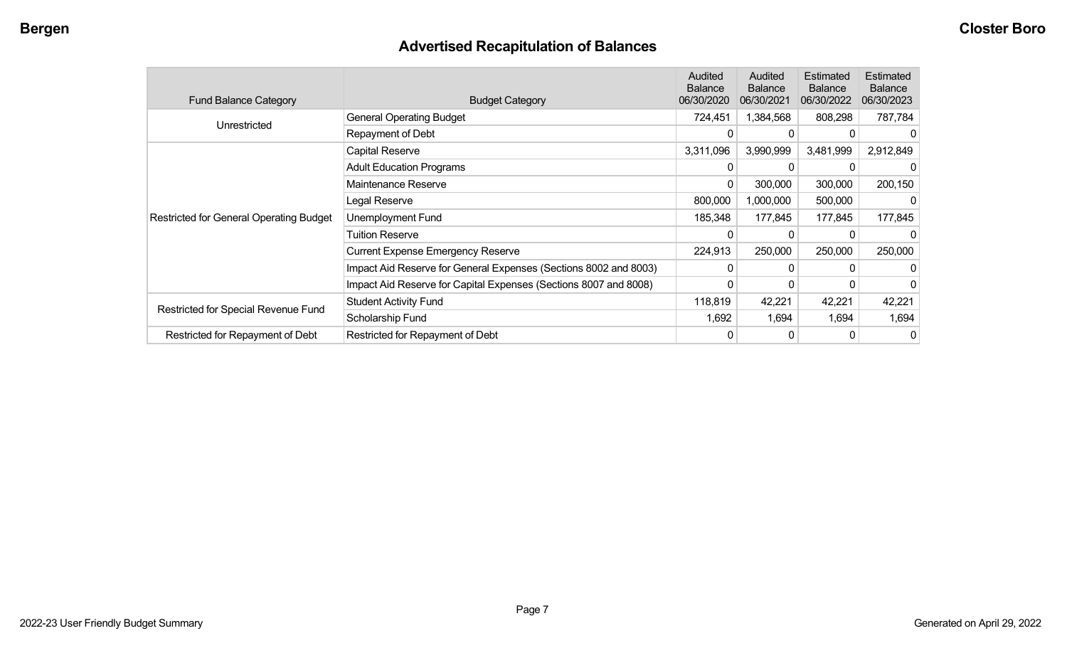# Advertised Recapitulation of Balances

| Fund Balance Category | Budget Category | Audited Balance 06/30/2020 | Audited Balance 06/30/2021 | Estimated Balance 06/30/2022 | Estimated Balance 06/30/2023 |
|---|---|---|---|---|---|
| Unrestricted | General Operating Budget | 724,451 | 1,384,568 | 808,298 | 787,784 |
| | Repayment of Debt | 0 | 0 | 0 | 0 |
| Restricted for General Operating Budget | Capital Reserve | 3,311,096 | 3,990,999 | 3,481,999 | 2,912,849 |
| | Adult Education Programs | 0 | 0 | 0 | 0 |
| | Maintenance Reserve | 0 | 300,000 | 300,000 | 200,150 |
| | Legal Reserve | 800,000 | 1,000,000 | 500,000 | 0 |
| | Unemployment Fund | 185,348 | 177,845 | 177,845 | 177,845 |
| | Tuition Reserve | 0 | 0 | 0 | 0 |
| | Current Expense Emergency Reserve | 224,913 | 250,000 | 250,000 | 250,000 |
| | Impact Aid Reserve for General Expenses (Sections 8002 and 8003) | 0 | 0 | 0 | 0 |
| | Impact Aid Reserve for Capital Expenses (Sections 8007 and 8008) | 0 | 0 | 0 | 0 |
| Restricted for Special Revenue Fund | Student Activity Fund | 118,819 | 42,221 | 42,221 | 42,221 |
| | Scholarship Fund | 1,692 | 1,694 | 1,694 | 1,694 |
| Restricted for Repayment of Debt | Restricted for Repayment of Debt | 0 | 0 | 0 | 0 |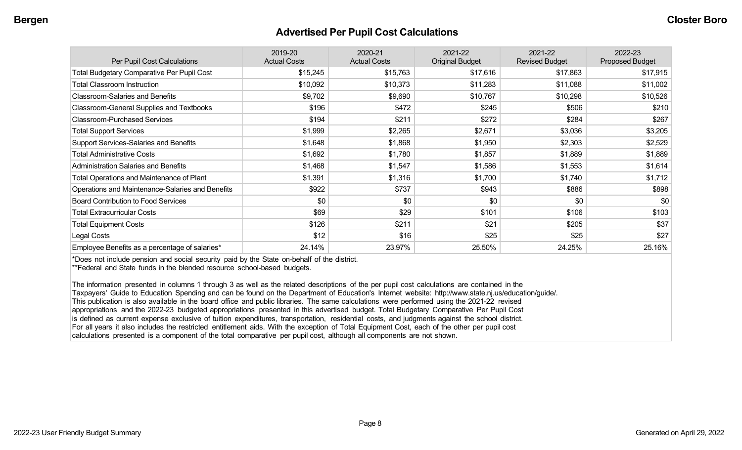## Advertised Per Pupil Cost Calculations

| Per Pupil Cost Calculations | 2019-20 Actual Costs | 2020-21 Actual Costs | 2021-22 Original Budget | 2021-22 Revised Budget | 2022-23 Proposed Budget |
|---|---|---|---|---|---|
| Total Budgetary Comparative Per Pupil Cost | $15,245 | $15,763 | $17,616 | $17,863 | $17,915 |
| Total Classroom Instruction | $10,092 | $10,373 | $11,283 | $11,088 | $11,002 |
| Classroom-Salaries and Benefits | $9,702 | $9,690 | $10,767 | $10,298 | $10,526 |
| Classroom-General Supplies and Textbooks | $196 | $472 | $245 | $506 | $210 |
| Classroom-Purchased Services | $194 | $211 | $272 | $284 | $267 |
| Total Support Services | $1,999 | $2,265 | $2,671 | $3,036 | $3,205 |
| Support Services-Salaries and Benefits | $1,648 | $1,868 | $1,950 | $2,303 | $2,529 |
| Total Administrative Costs | $1,692 | $1,780 | $1,857 | $1,889 | $1,889 |
| Administration Salaries and Benefits | $1,468 | $1,547 | $1,586 | $1,553 | $1,614 |
| Total Operations and Maintenance of Plant | $1,391 | $1,316 | $1,700 | $1,740 | $1,712 |
| Operations and Maintenance-Salaries and Benefits | $922 | $737 | $943 | $886 | $898 |
| Board Contribution to Food Services | $0 | $0 | $0 | $0 | $0 |
| Total Extracurricular Costs | $69 | $29 | $101 | $106 | $103 |
| Total Equipment Costs | $126 | $211 | $21 | $205 | $37 |
| Legal Costs | $12 | $16 | $25 | $25 | $27 |
| Employee Benefits as a percentage of salaries* | 24.14% | 23.97% | 25.50% | 24.25% | 25.16% |

*Does not include pension and social security paid by the State on-behalf of the district.
**Federal and State funds in the blended resource school-based budgets.

The information presented in columns 1 through 3 as well as the related descriptions of the per pupil cost calculations are contained in the Taxpayers' Guide to Education Spending and can be found on the Department of Education's Internet website: http://www.state.nj.us/education/guide/. This publication is also available in the board office and public libraries. The same calculations were performed using the 2021-22 revised appropriations and the 2022-23 budgeted appropriations presented in this advertised budget. Total Budgetary Comparative Per Pupil Cost is defined as current expense exclusive of tuition expenditures, transportation, residential costs, and judgments against the school district. For all years it also includes the restricted entitlement aids. With the exception of Total Equipment Cost, each of the other per pupil cost calculations presented is a component of the total comparative per pupil cost, although all components are not shown.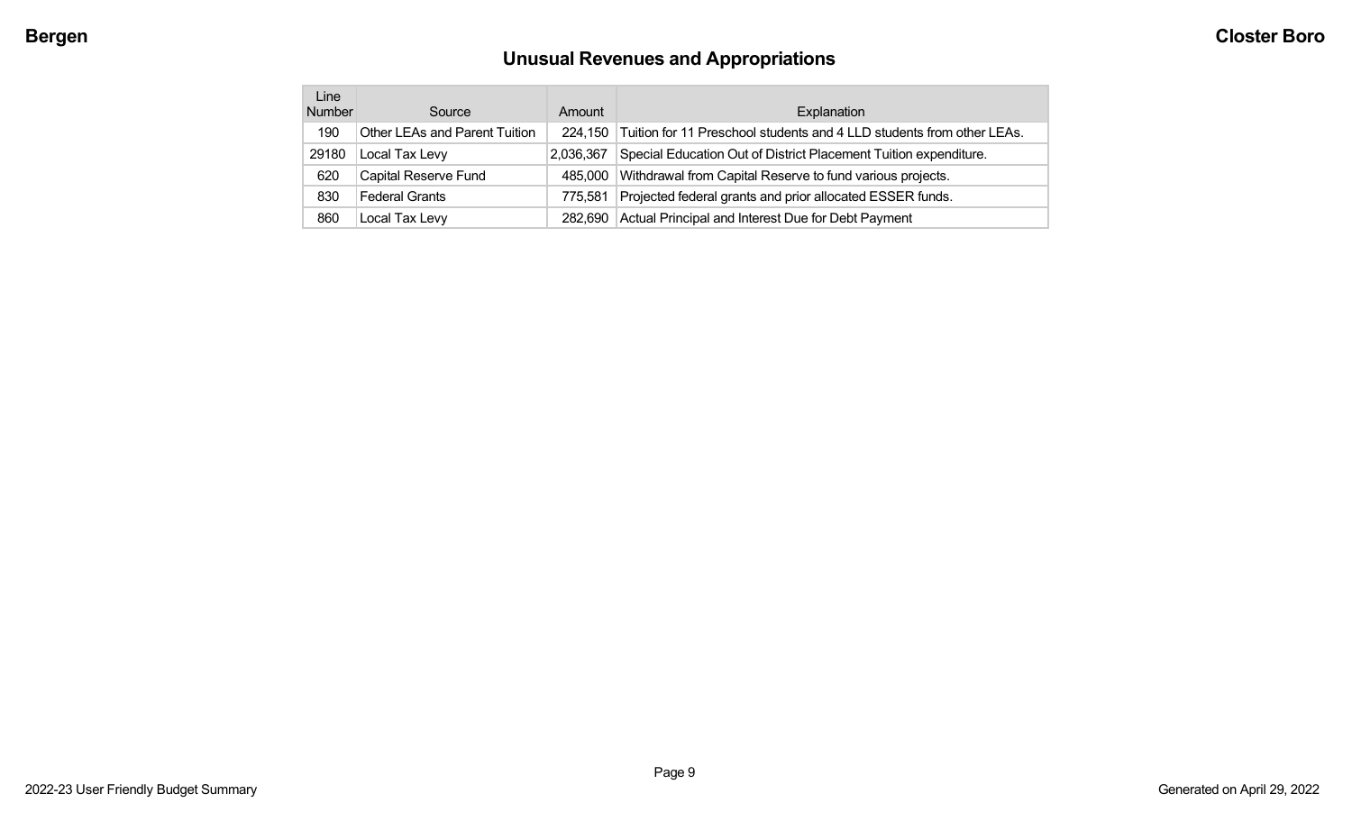## Unusual Revenues and Appropriations

| Line Number | Source | Amount | Explanation |
|---|---|---|---|
| 190 | Other LEAs and Parent Tuition | 224,150 | Tuition for 11 Preschool students and 4 LLD students from other LEAs. |
| 29180 | Local Tax Levy | 2,036,367 | Special Education Out of District Placement Tuition expenditure. |
| 620 | Capital Reserve Fund | 485,000 | Withdrawal from Capital Reserve to fund various projects. |
| 830 | Federal Grants | 775,581 | Projected federal grants and prior allocated ESSER funds. |
| 860 | Local Tax Levy | 282,690 | Actual Principal and Interest Due for Debt Payment |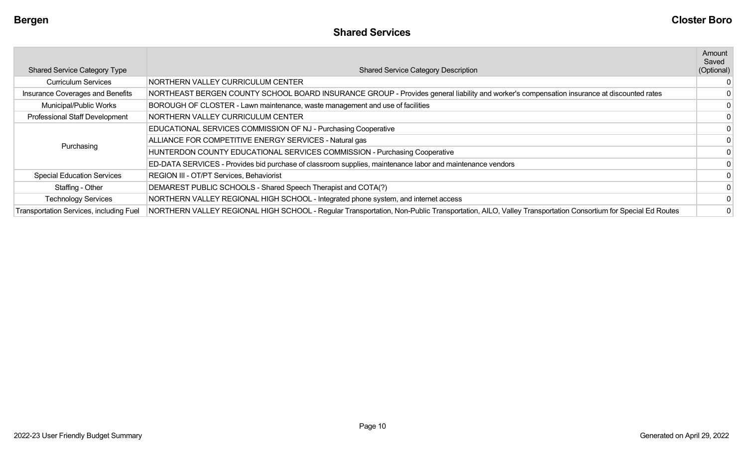## Shared Services

| Shared Service Category Type | Shared Service Category Description | Amount Saved (Optional) |
|---|---|---|
| Curriculum Services | NORTHERN VALLEY CURRICULUM CENTER | 0 |
| Insurance Coverages and Benefits | NORTHEAST BERGEN COUNTY SCHOOL BOARD INSURANCE GROUP - Provides general liability and worker's compensation insurance at discounted rates | 0 |
| Municipal/Public Works | BOROUGH OF CLOSTER - Lawn maintenance, waste management and use of facilities | 0 |
| Professional Staff Development | NORTHERN VALLEY CURRICULUM CENTER | 0 |
| Purchasing | EDUCATIONAL SERVICES COMMISSION OF NJ - Purchasing Cooperative | 0 |
| | ALLIANCE FOR COMPETITIVE ENERGY SERVICES - Natural gas | 0 |
| | HUNTERDON COUNTY EDUCATIONAL SERVICES COMMISSION - Purchasing Cooperative | 0 |
| | ED-DATA SERVICES - Provides bid purchase of classroom supplies, maintenance labor and maintenance vendors | 0 |
| Special Education Services | REGION III - OT/PT Services, Behaviorist | 0 |
| Staffing - Other | DEMAREST PUBLIC SCHOOLS - Shared Speech Therapist and COTA(?) | 0 |
| Technology Services | NORTHERN VALLEY REGIONAL HIGH SCHOOL - Integrated phone system, and internet access | 0 |
| Transportation Services, including Fuel | NORTHERN VALLEY REGIONAL HIGH SCHOOL - Regular Transportation, Non-Public Transportation, AILO, Valley Transportation Consortium for Special Ed Routes | 0 |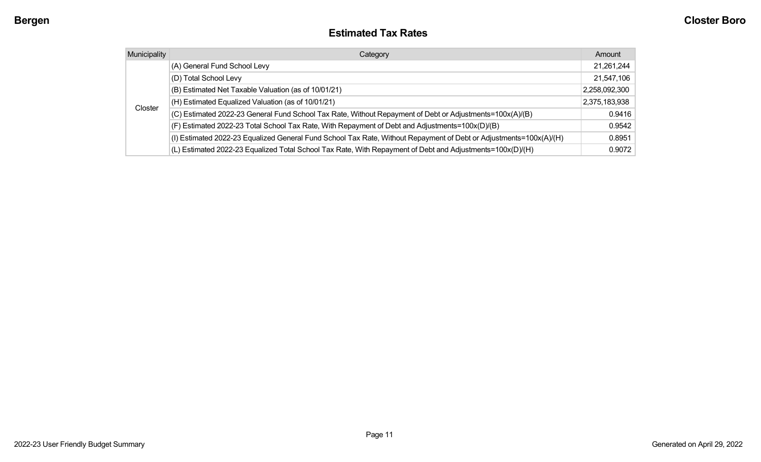# Estimated Tax Rates

| Municipality | Category | Amount |
|---|---|---|
| Closter | (A) General Fund School Levy | 21,261,244 |
| | (D) Total School Levy | 21,547,106 |
| | (B) Estimated Net Taxable Valuation (as of 10/01/21) | 2,258,092,300 |
| | (H) Estimated Equalized Valuation (as of 10/01/21) | 2,375,183,938 |
| | (C) Estimated 2022-23 General Fund School Tax Rate, Without Repayment of Debt or Adjustments=100x(A)/(B) | 0.9416 |
| | (F) Estimated 2022-23 Total School Tax Rate, With Repayment of Debt and Adjustments=100x(D)/(B) | 0.9542 |
| | (I) Estimated 2022-23 Equalized General Fund School Tax Rate, Without Repayment of Debt or Adjustments=100x(A)/(H) | 0.8951 |
| | (L) Estimated 2022-23 Equalized Total School Tax Rate, With Repayment of Debt and Adjustments=100x(D)/(H) | 0.9072 |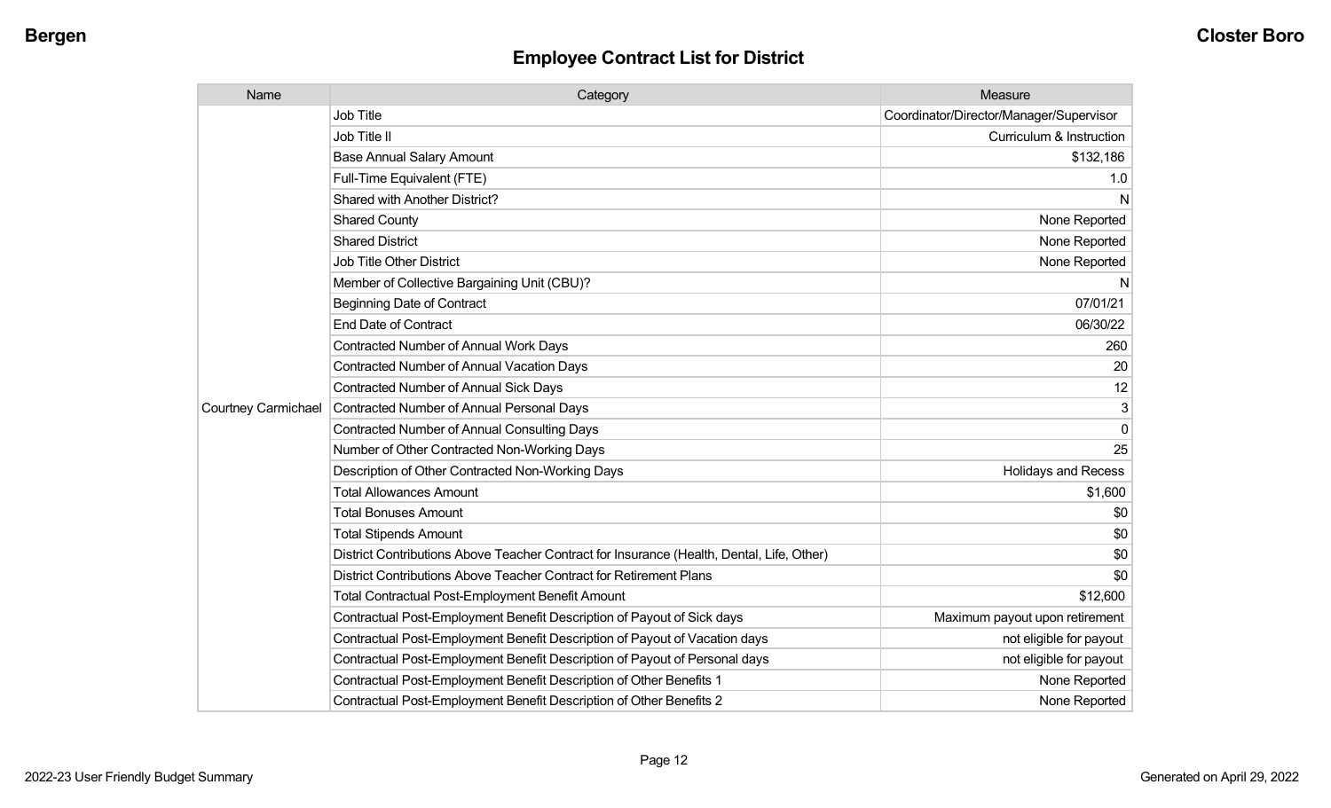# Employee Contract List for District

| Name | Category | Measure |
|---|---|---|
| Courtney Carmichael | Job Title | Coordinator/Director/Manager/Supervisor |
| | Job Title II | Curriculum & Instruction |
| | Base Annual Salary Amount | $132,186 |
| | Full-Time Equivalent (FTE) | 1.0 |
| | Shared with Another District? | N |
| | Shared County | None Reported |
| | Shared District | None Reported |
| | Job Title Other District | None Reported |
| | Member of Collective Bargaining Unit (CBU)? | N |
| | Beginning Date of Contract | 07/01/21 |
| | End Date of Contract | 06/30/22 |
| | Contracted Number of Annual Work Days | 260 |
| | Contracted Number of Annual Vacation Days | 20 |
| | Contracted Number of Annual Sick Days | 12 |
| | Contracted Number of Annual Personal Days | 3 |
| | Contracted Number of Annual Consulting Days | 0 |
| | Number of Other Contracted Non-Working Days | 25 |
| | Description of Other Contracted Non-Working Days | Holidays and Recess |
| | Total Allowances Amount | $1,600 |
| | Total Bonuses Amount | $0 |
| | Total Stipends Amount | $0 |
| | District Contributions Above Teacher Contract for Insurance (Health, Dental, Life, Other) | $0 |
| | District Contributions Above Teacher Contract for Retirement Plans | $0 |
| | Total Contractual Post-Employment Benefit Amount | $12,600 |
| | Contractual Post-Employment Benefit Description of Payout of Sick days | Maximum payout upon retirement |
| | Contractual Post-Employment Benefit Description of Payout of Vacation days | not eligible for payout |
| | Contractual Post-Employment Benefit Description of Payout of Personal days | not eligible for payout |
| | Contractual Post-Employment Benefit Description of Other Benefits 1 | None Reported |
| | Contractual Post-Employment Benefit Description of Other Benefits 2 | None Reported |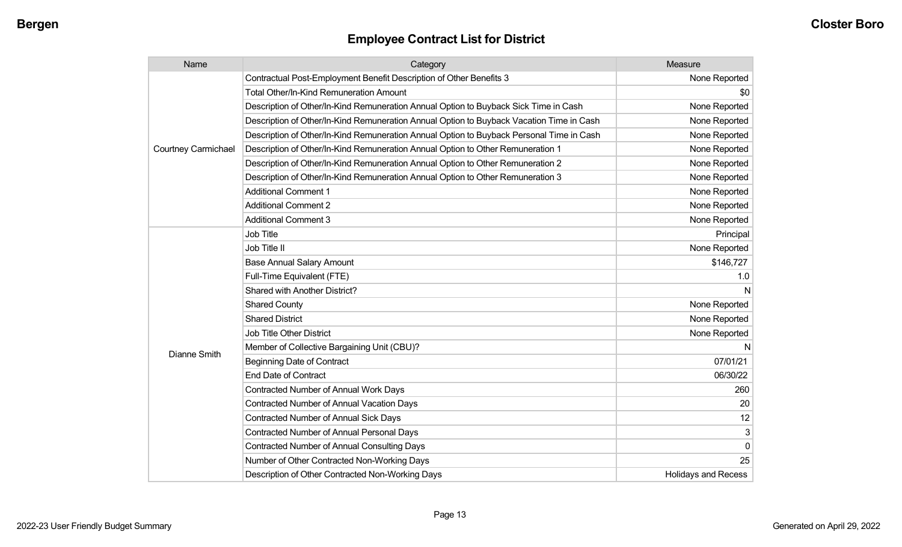## Employee Contract List for District

| Name | Category | Measure |
|---|---|---|
| Courtney Carmichael | Contractual Post-Employment Benefit Description of Other Benefits 3 | None Reported |
| | Total Other/In-Kind Remuneration Amount | $0 |
| | Description of Other/In-Kind Remuneration Annual Option to Buyback Sick Time in Cash | None Reported |
| | Description of Other/In-Kind Remuneration Annual Option to Buyback Vacation Time in Cash | None Reported |
| | Description of Other/In-Kind Remuneration Annual Option to Buyback Personal Time in Cash | None Reported |
| | Description of Other/In-Kind Remuneration Annual Option to Other Remuneration 1 | None Reported |
| | Description of Other/In-Kind Remuneration Annual Option to Other Remuneration 2 | None Reported |
| | Description of Other/In-Kind Remuneration Annual Option to Other Remuneration 3 | None Reported |
| | Additional Comment 1 | None Reported |
| | Additional Comment 2 | None Reported |
| | Additional Comment 3 | None Reported |
| Dianne Smith | Job Title | Principal |
| | Job Title II | None Reported |
| | Base Annual Salary Amount | $146,727 |
| | Full-Time Equivalent (FTE) | 1.0 |
| | Shared with Another District? | N |
| | Shared County | None Reported |
| | Shared District | None Reported |
| | Job Title Other District | None Reported |
| | Member of Collective Bargaining Unit (CBU)? | N |
| | Beginning Date of Contract | 07/01/21 |
| | End Date of Contract | 06/30/22 |
| | Contracted Number of Annual Work Days | 260 |
| | Contracted Number of Annual Vacation Days | 20 |
| | Contracted Number of Annual Sick Days | 12 |
| | Contracted Number of Annual Personal Days | 3 |
| | Contracted Number of Annual Consulting Days | 0 |
| | Number of Other Contracted Non-Working Days | 25 |
| | Description of Other Contracted Non-Working Days | Holidays and Recess |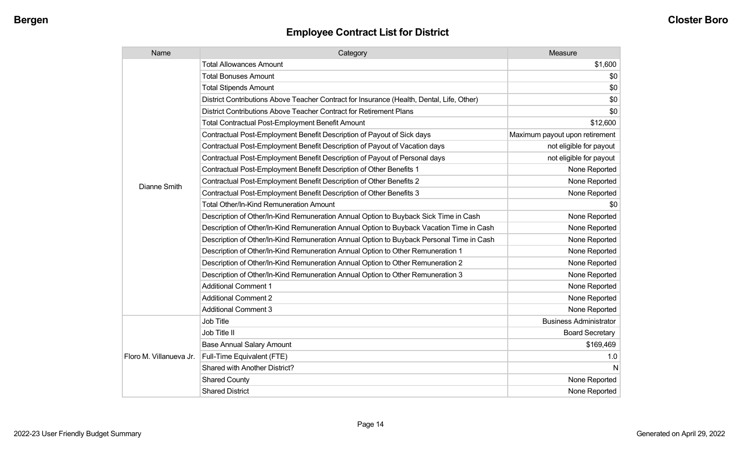## Employee Contract List for District

| Name | Category | Measure |
|---|---|---|
| Dianne Smith | Total Allowances Amount | $1,600 |
| | Total Bonuses Amount | $0 |
| | Total Stipends Amount | $0 |
| | District Contributions Above Teacher Contract for Insurance (Health, Dental, Life, Other) | $0 |
| | District Contributions Above Teacher Contract for Retirement Plans | $0 |
| | Total Contractual Post-Employment Benefit Amount | $12,600 |
| | Contractual Post-Employment Benefit Description of Payout of Sick days | Maximum payout upon retirement |
| | Contractual Post-Employment Benefit Description of Payout of Vacation days | not eligible for payout |
| | Contractual Post-Employment Benefit Description of Payout of Personal days | not eligible for payout |
| | Contractual Post-Employment Benefit Description of Other Benefits 1 | None Reported |
| | Contractual Post-Employment Benefit Description of Other Benefits 2 | None Reported |
| | Contractual Post-Employment Benefit Description of Other Benefits 3 | None Reported |
| | Total Other/In-Kind Remuneration Amount | $0 |
| | Description of Other/In-Kind Remuneration Annual Option to Buyback Sick Time in Cash | None Reported |
| | Description of Other/In-Kind Remuneration Annual Option to Buyback Vacation Time in Cash | None Reported |
| | Description of Other/In-Kind Remuneration Annual Option to Buyback Personal Time in Cash | None Reported |
| | Description of Other/In-Kind Remuneration Annual Option to Other Remuneration 1 | None Reported |
| | Description of Other/In-Kind Remuneration Annual Option to Other Remuneration 2 | None Reported |
| | Description of Other/In-Kind Remuneration Annual Option to Other Remuneration 3 | None Reported |
| | Additional Comment 1 | None Reported |
| | Additional Comment 2 | None Reported |
| | Additional Comment 3 | None Reported |
| Floro M. Villanueva Jr. | Job Title | Business Administrator |
| | Job Title II | Board Secretary |
| | Base Annual Salary Amount | $169,469 |
| | Full-Time Equivalent (FTE) | 1.0 |
| | Shared with Another District? | N |
| | Shared County | None Reported |
| | Shared District | None Reported |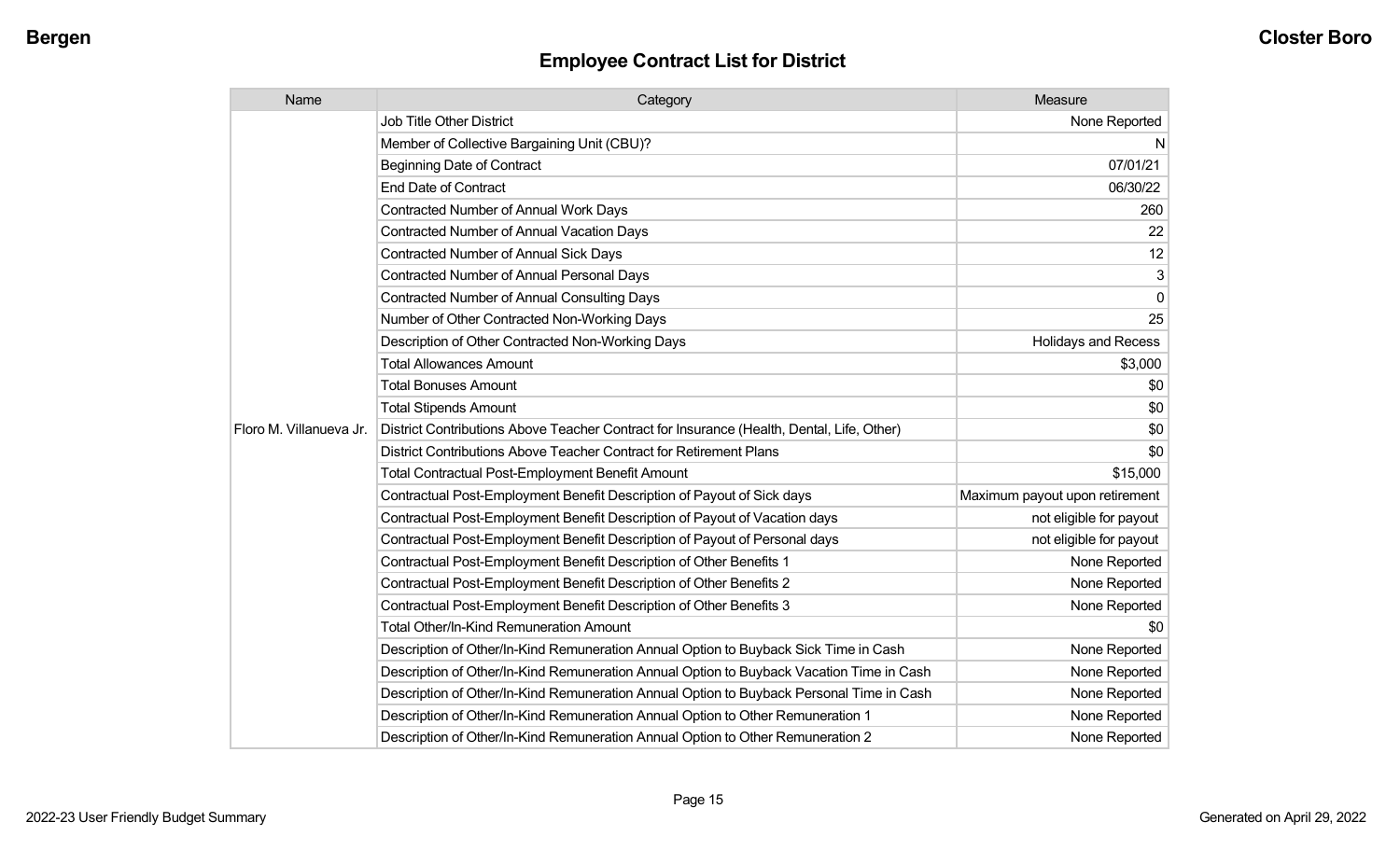# Employee Contract List for District

| Name | Category | Measure |
| --- | --- | --- |
| Floro M. Villanueva Jr. | Job Title Other District | None Reported |
| | Member of Collective Bargaining Unit (CBU)? | N |
| | Beginning Date of Contract | 07/01/21 |
| | End Date of Contract | 06/30/22 |
| | Contracted Number of Annual Work Days | 260 |
| | Contracted Number of Annual Vacation Days | 22 |
| | Contracted Number of Annual Sick Days | 12 |
| | Contracted Number of Annual Personal Days | 3 |
| | Contracted Number of Annual Consulting Days | 0 |
| | Number of Other Contracted Non-Working Days | 25 |
| | Description of Other Contracted Non-Working Days | Holidays and Recess |
| | Total Allowances Amount | $3,000 |
| | Total Bonuses Amount | $0 |
| | Total Stipends Amount | $0 |
| | District Contributions Above Teacher Contract for Insurance (Health, Dental, Life, Other) | $0 |
| | District Contributions Above Teacher Contract for Retirement Plans | $0 |
| | Total Contractual Post-Employment Benefit Amount | $15,000 |
| | Contractual Post-Employment Benefit Description of Payout of Sick days | Maximum payout upon retirement |
| | Contractual Post-Employment Benefit Description of Payout of Vacation days | not eligible for payout |
| | Contractual Post-Employment Benefit Description of Payout of Personal days | not eligible for payout |
| | Contractual Post-Employment Benefit Description of Other Benefits 1 | None Reported |
| | Contractual Post-Employment Benefit Description of Other Benefits 2 | None Reported |
| | Contractual Post-Employment Benefit Description of Other Benefits 3 | None Reported |
| | Total Other/In-Kind Remuneration Amount | $0 |
| | Description of Other/In-Kind Remuneration Annual Option to Buyback Sick Time in Cash | None Reported |
| | Description of Other/In-Kind Remuneration Annual Option to Buyback Vacation Time in Cash | None Reported |
| | Description of Other/In-Kind Remuneration Annual Option to Buyback Personal Time in Cash | None Reported |
| | Description of Other/In-Kind Remuneration Annual Option to Other Remuneration 1 | None Reported |
| | Description of Other/In-Kind Remuneration Annual Option to Other Remuneration 2 | None Reported |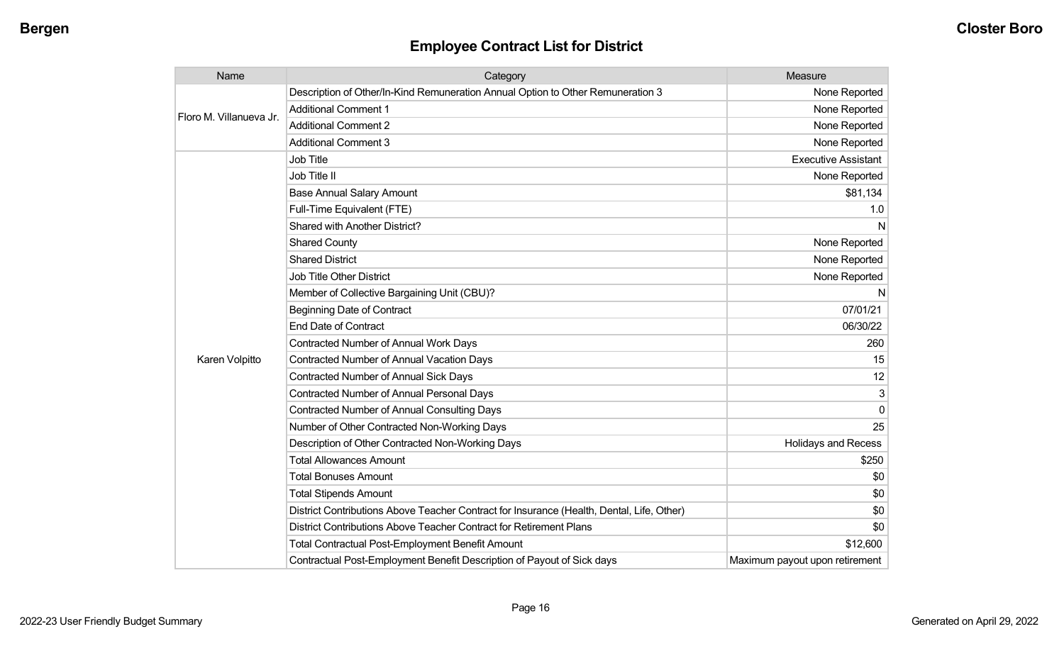## Employee Contract List for District

| Name | Category | Measure |
|---|---|---|
| Floro M. Villanueva Jr. | Description of Other/In-Kind Remuneration Annual Option to Other Remuneration 3 | None Reported |
| | Additional Comment 1 | None Reported |
| | Additional Comment 2 | None Reported |
| | Additional Comment 3 | None Reported |
| Karen Volpitto | Job Title | Executive Assistant |
| | Job Title II | None Reported |
| | Base Annual Salary Amount | $81,134 |
| | Full-Time Equivalent (FTE) | 1.0 |
| | Shared with Another District? | N |
| | Shared County | None Reported |
| | Shared District | None Reported |
| | Job Title Other District | None Reported |
| | Member of Collective Bargaining Unit (CBU)? | N |
| | Beginning Date of Contract | 07/01/21 |
| | End Date of Contract | 06/30/22 |
| | Contracted Number of Annual Work Days | 260 |
| | Contracted Number of Annual Vacation Days | 15 |
| | Contracted Number of Annual Sick Days | 12 |
| | Contracted Number of Annual Personal Days | 3 |
| | Contracted Number of Annual Consulting Days | 0 |
| | Number of Other Contracted Non-Working Days | 25 |
| | Description of Other Contracted Non-Working Days | Holidays and Recess |
| | Total Allowances Amount | $250 |
| | Total Bonuses Amount | $0 |
| | Total Stipends Amount | $0 |
| | District Contributions Above Teacher Contract for Insurance (Health, Dental, Life, Other) | $0 |
| | District Contributions Above Teacher Contract for Retirement Plans | $0 |
| | Total Contractual Post-Employment Benefit Amount | $12,600 |
| | Contractual Post-Employment Benefit Description of Payout of Sick days | Maximum payout upon retirement |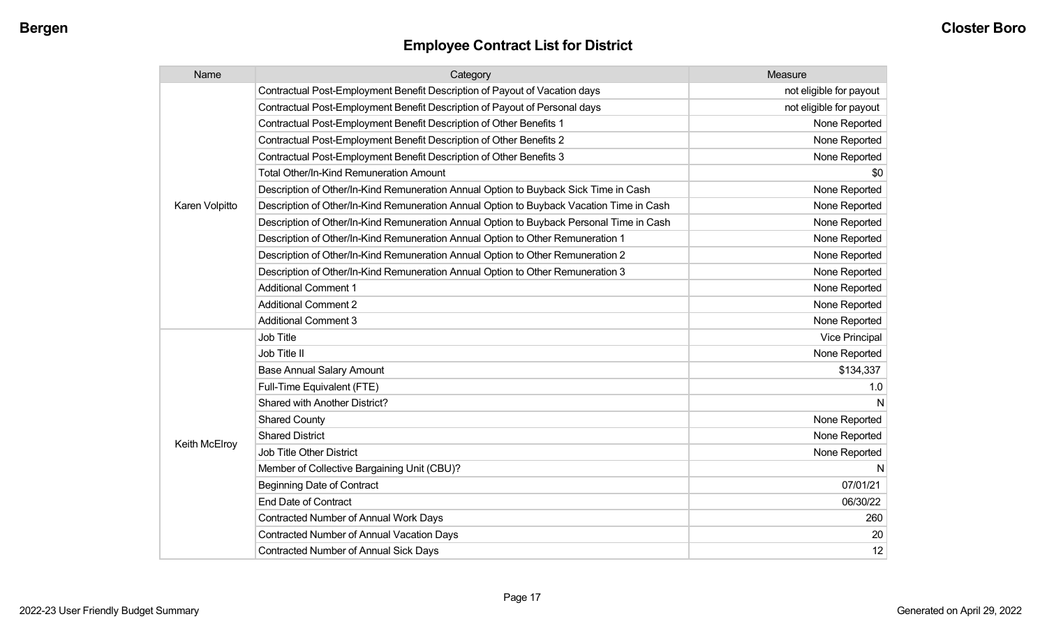## Employee Contract List for District

| Name | Category | Measure |
|---|---|---|
| Karen Volpitto | Contractual Post-Employment Benefit Description of Payout of Vacation days | not eligible for payout |
| | Contractual Post-Employment Benefit Description of Payout of Personal days | not eligible for payout |
| | Contractual Post-Employment Benefit Description of Other Benefits 1 | None Reported |
| | Contractual Post-Employment Benefit Description of Other Benefits 2 | None Reported |
| | Contractual Post-Employment Benefit Description of Other Benefits 3 | None Reported |
| | Total Other/In-Kind Remuneration Amount | $0 |
| | Description of Other/In-Kind Remuneration Annual Option to Buyback Sick Time in Cash | None Reported |
| | Description of Other/In-Kind Remuneration Annual Option to Buyback Vacation Time in Cash | None Reported |
| | Description of Other/In-Kind Remuneration Annual Option to Buyback Personal Time in Cash | None Reported |
| | Description of Other/In-Kind Remuneration Annual Option to Other Remuneration 1 | None Reported |
| | Description of Other/In-Kind Remuneration Annual Option to Other Remuneration 2 | None Reported |
| | Description of Other/In-Kind Remuneration Annual Option to Other Remuneration 3 | None Reported |
| | Additional Comment 1 | None Reported |
| | Additional Comment 2 | None Reported |
| | Additional Comment 3 | None Reported |
| Keith McElroy | Job Title | Vice Principal |
| | Job Title II | None Reported |
| | Base Annual Salary Amount | $134,337 |
| | Full-Time Equivalent (FTE) | 1.0 |
| | Shared with Another District? | N |
| | Shared County | None Reported |
| | Shared District | None Reported |
| | Job Title Other District | None Reported |
| | Member of Collective Bargaining Unit (CBU)? | N |
| | Beginning Date of Contract | 07/01/21 |
| | End Date of Contract | 06/30/22 |
| | Contracted Number of Annual Work Days | 260 |
| | Contracted Number of Annual Vacation Days | 20 |
| | Contracted Number of Annual Sick Days | 12 |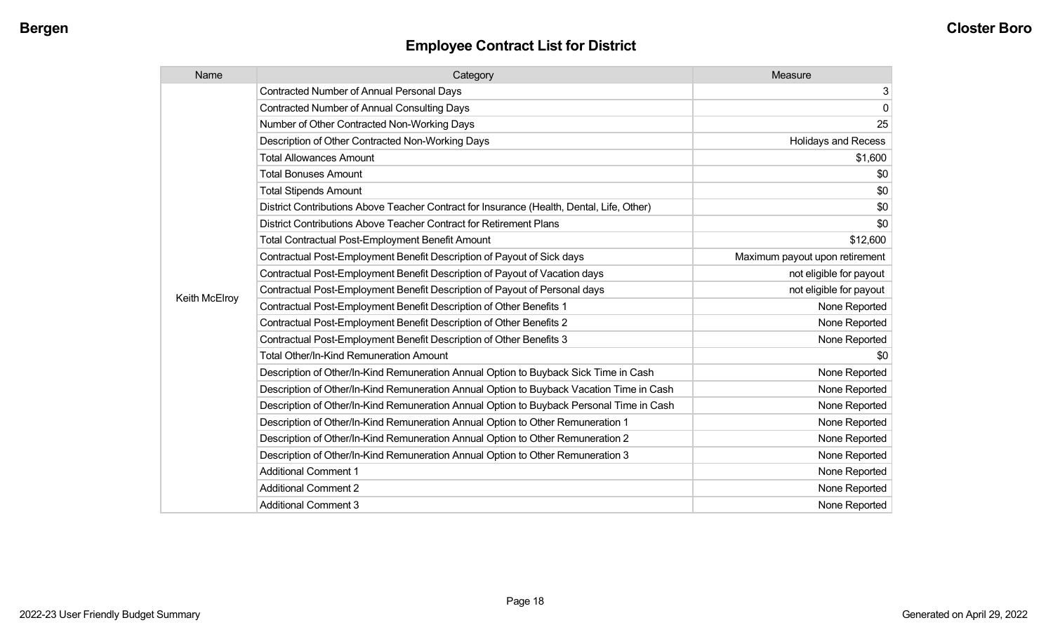## Employee Contract List for District

| Name | Category | Measure |
|---|---|---|
| Keith McElroy | Contracted Number of Annual Personal Days | 3 |
| | Contracted Number of Annual Consulting Days | 0 |
| | Number of Other Contracted Non-Working Days | 25 |
| | Description of Other Contracted Non-Working Days | Holidays and Recess |
| | Total Allowances Amount | $1,600 |
| | Total Bonuses Amount | $0 |
| | Total Stipends Amount | $0 |
| | District Contributions Above Teacher Contract for Insurance (Health, Dental, Life, Other) | $0 |
| | District Contributions Above Teacher Contract for Retirement Plans | $0 |
| | Total Contractual Post-Employment Benefit Amount | $12,600 |
| | Contractual Post-Employment Benefit Description of Payout of Sick days | Maximum payout upon retirement |
| | Contractual Post-Employment Benefit Description of Payout of Vacation days | not eligible for payout |
| | Contractual Post-Employment Benefit Description of Payout of Personal days | not eligible for payout |
| | Contractual Post-Employment Benefit Description of Other Benefits 1 | None Reported |
| | Contractual Post-Employment Benefit Description of Other Benefits 2 | None Reported |
| | Contractual Post-Employment Benefit Description of Other Benefits 3 | None Reported |
| | Total Other/In-Kind Remuneration Amount | $0 |
| | Description of Other/In-Kind Remuneration Annual Option to Buyback Sick Time in Cash | None Reported |
| | Description of Other/In-Kind Remuneration Annual Option to Buyback Vacation Time in Cash | None Reported |
| | Description of Other/In-Kind Remuneration Annual Option to Buyback Personal Time in Cash | None Reported |
| | Description of Other/In-Kind Remuneration Annual Option to Other Remuneration 1 | None Reported |
| | Description of Other/In-Kind Remuneration Annual Option to Other Remuneration 2 | None Reported |
| | Description of Other/In-Kind Remuneration Annual Option to Other Remuneration 3 | None Reported |
| | Additional Comment 1 | None Reported |
| | Additional Comment 2 | None Reported |
| | Additional Comment 3 | None Reported |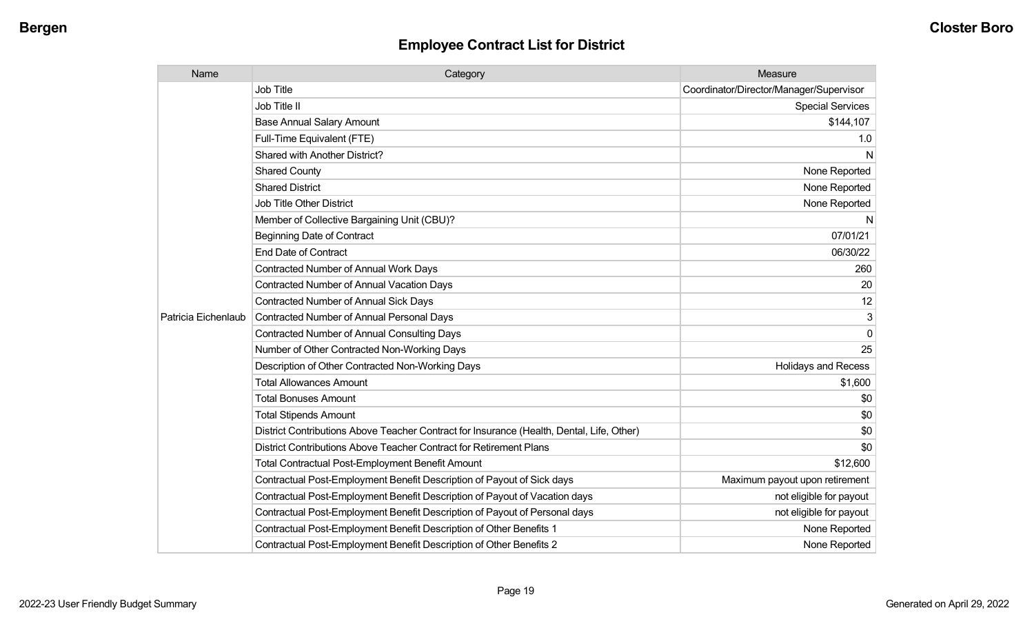## Employee Contract List for District

| Name | Category | Measure |
|---|---|---|
| Patricia Eichenlaub | Job Title | Coordinator/Director/Manager/Supervisor |
| | Job Title II | Special Services |
| | Base Annual Salary Amount | $144,107 |
| | Full-Time Equivalent (FTE) | 1.0 |
| | Shared with Another District? | N |
| | Shared County | None Reported |
| | Shared District | None Reported |
| | Job Title Other District | None Reported |
| | Member of Collective Bargaining Unit (CBU)? | N |
| | Beginning Date of Contract | 07/01/21 |
| | End Date of Contract | 06/30/22 |
| | Contracted Number of Annual Work Days | 260 |
| | Contracted Number of Annual Vacation Days | 20 |
| | Contracted Number of Annual Sick Days | 12 |
| | Contracted Number of Annual Personal Days | 3 |
| | Contracted Number of Annual Consulting Days | 0 |
| | Number of Other Contracted Non-Working Days | 25 |
| | Description of Other Contracted Non-Working Days | Holidays and Recess |
| | Total Allowances Amount | $1,600 |
| | Total Bonuses Amount | $0 |
| | Total Stipends Amount | $0 |
| | District Contributions Above Teacher Contract for Insurance (Health, Dental, Life, Other) | $0 |
| | District Contributions Above Teacher Contract for Retirement Plans | $0 |
| | Total Contractual Post-Employment Benefit Amount | $12,600 |
| | Contractual Post-Employment Benefit Description of Payout of Sick days | Maximum payout upon retirement |
| | Contractual Post-Employment Benefit Description of Payout of Vacation days | not eligible for payout |
| | Contractual Post-Employment Benefit Description of Payout of Personal days | not eligible for payout |
| | Contractual Post-Employment Benefit Description of Other Benefits 1 | None Reported |
| | Contractual Post-Employment Benefit Description of Other Benefits 2 | None Reported |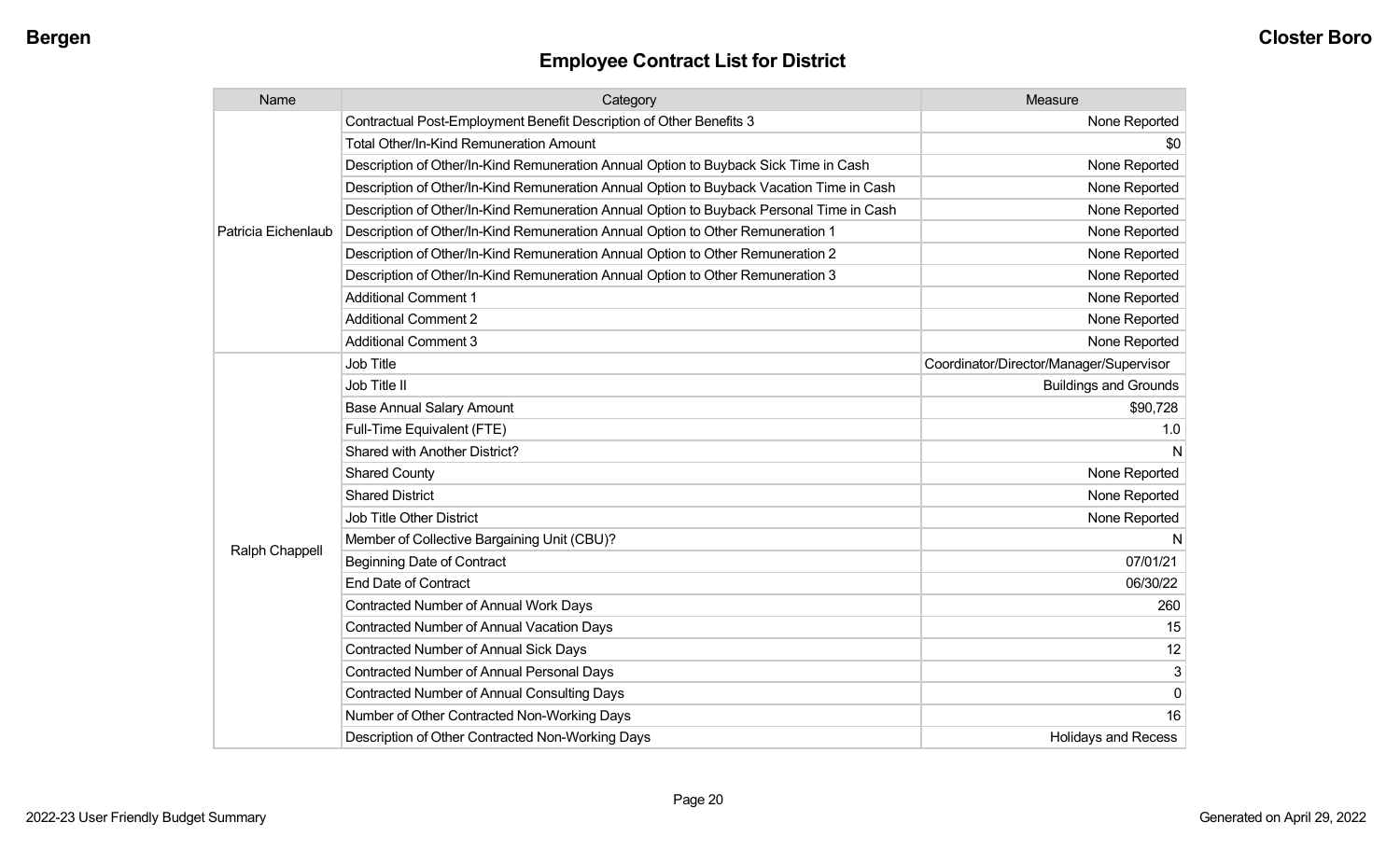## Employee Contract List for District

| Name | Category | Measure |
|---|---|---|
| Patricia Eichenlaub | Contractual Post-Employment Benefit Description of Other Benefits 3 | None Reported |
| | Total Other/In-Kind Remuneration Amount | $0 |
| | Description of Other/In-Kind Remuneration Annual Option to Buyback Sick Time in Cash | None Reported |
| | Description of Other/In-Kind Remuneration Annual Option to Buyback Vacation Time in Cash | None Reported |
| | Description of Other/In-Kind Remuneration Annual Option to Buyback Personal Time in Cash | None Reported |
| | Description of Other/In-Kind Remuneration Annual Option to Other Remuneration 1 | None Reported |
| | Description of Other/In-Kind Remuneration Annual Option to Other Remuneration 2 | None Reported |
| | Description of Other/In-Kind Remuneration Annual Option to Other Remuneration 3 | None Reported |
| | Additional Comment 1 | None Reported |
| | Additional Comment 2 | None Reported |
| | Additional Comment 3 | None Reported |
| Ralph Chappell | Job Title | Coordinator/Director/Manager/Supervisor |
| | Job Title II | Buildings and Grounds |
| | Base Annual Salary Amount | $90,728 |
| | Full-Time Equivalent (FTE) | 1.0 |
| | Shared with Another District? | N |
| | Shared County | None Reported |
| | Shared District | None Reported |
| | Job Title Other District | None Reported |
| | Member of Collective Bargaining Unit (CBU)? | N |
| | Beginning Date of Contract | 07/01/21 |
| | End Date of Contract | 06/30/22 |
| | Contracted Number of Annual Work Days | 260 |
| | Contracted Number of Annual Vacation Days | 15 |
| | Contracted Number of Annual Sick Days | 12 |
| | Contracted Number of Annual Personal Days | 3 |
| | Contracted Number of Annual Consulting Days | 0 |
| | Number of Other Contracted Non-Working Days | 16 |
| | Description of Other Contracted Non-Working Days | Holidays and Recess |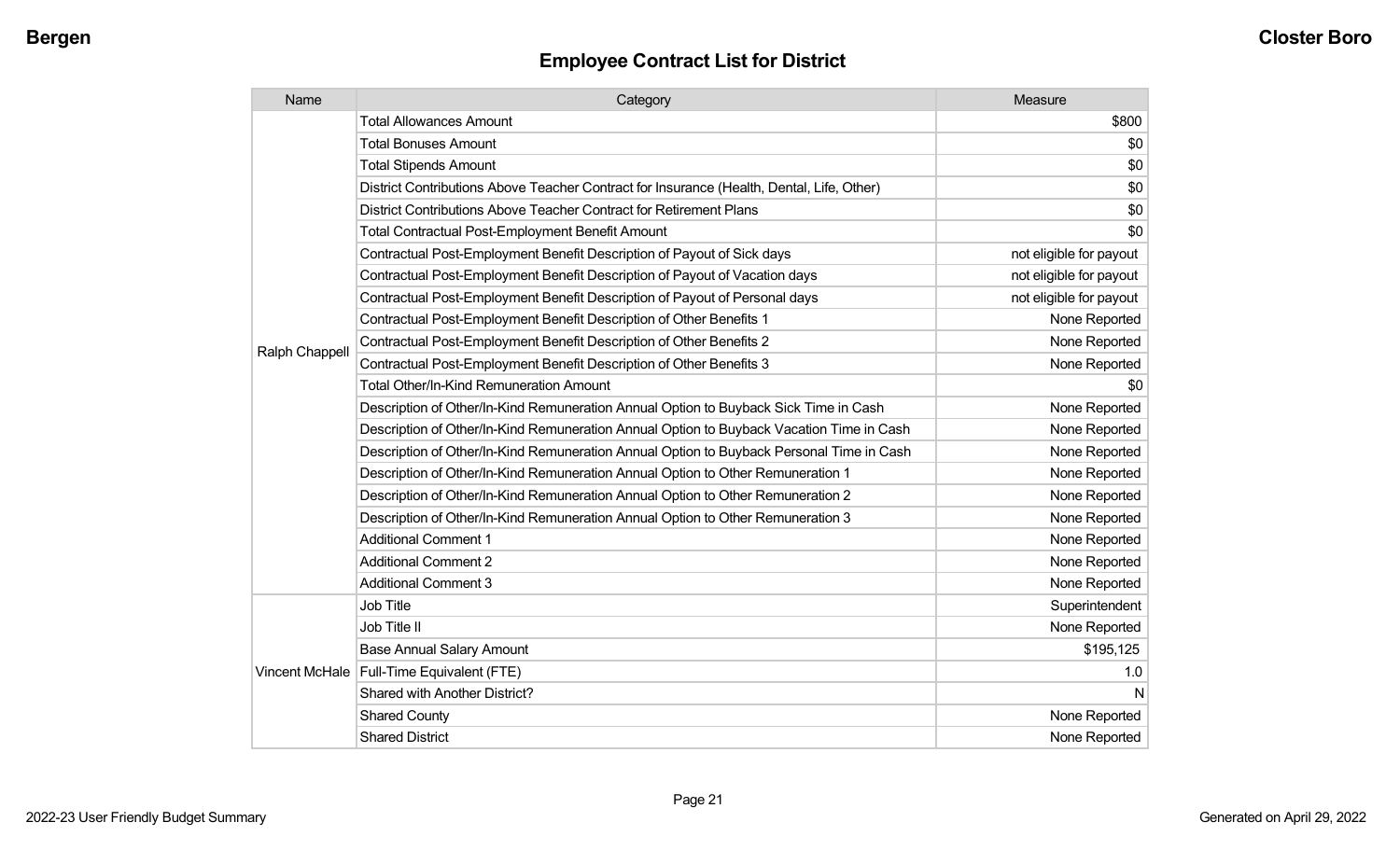## Employee Contract List for District

| Name | Category | Measure |
|---|---|---|
| Ralph Chappell | Total Allowances Amount | $800 |
| | Total Bonuses Amount | $0 |
| | Total Stipends Amount | $0 |
| | District Contributions Above Teacher Contract for Insurance (Health, Dental, Life, Other) | $0 |
| | District Contributions Above Teacher Contract for Retirement Plans | $0 |
| | Total Contractual Post-Employment Benefit Amount | $0 |
| | Contractual Post-Employment Benefit Description of Payout of Sick days | not eligible for payout |
| | Contractual Post-Employment Benefit Description of Payout of Vacation days | not eligible for payout |
| | Contractual Post-Employment Benefit Description of Payout of Personal days | not eligible for payout |
| | Contractual Post-Employment Benefit Description of Other Benefits 1 | None Reported |
| | Contractual Post-Employment Benefit Description of Other Benefits 2 | None Reported |
| | Contractual Post-Employment Benefit Description of Other Benefits 3 | None Reported |
| | Total Other/In-Kind Remuneration Amount | $0 |
| | Description of Other/In-Kind Remuneration Annual Option to Buyback Sick Time in Cash | None Reported |
| | Description of Other/In-Kind Remuneration Annual Option to Buyback Vacation Time in Cash | None Reported |
| | Description of Other/In-Kind Remuneration Annual Option to Buyback Personal Time in Cash | None Reported |
| | Description of Other/In-Kind Remuneration Annual Option to Other Remuneration 1 | None Reported |
| | Description of Other/In-Kind Remuneration Annual Option to Other Remuneration 2 | None Reported |
| | Description of Other/In-Kind Remuneration Annual Option to Other Remuneration 3 | None Reported |
| | Additional Comment 1 | None Reported |
| | Additional Comment 2 | None Reported |
| | Additional Comment 3 | None Reported |
| Vincent McHale | Job Title | Superintendent |
| | Job Title II | None Reported |
| | Base Annual Salary Amount | $195,125 |
| | Full-Time Equivalent (FTE) | 1.0 |
| | Shared with Another District? | N |
| | Shared County | None Reported |
| | Shared District | None Reported |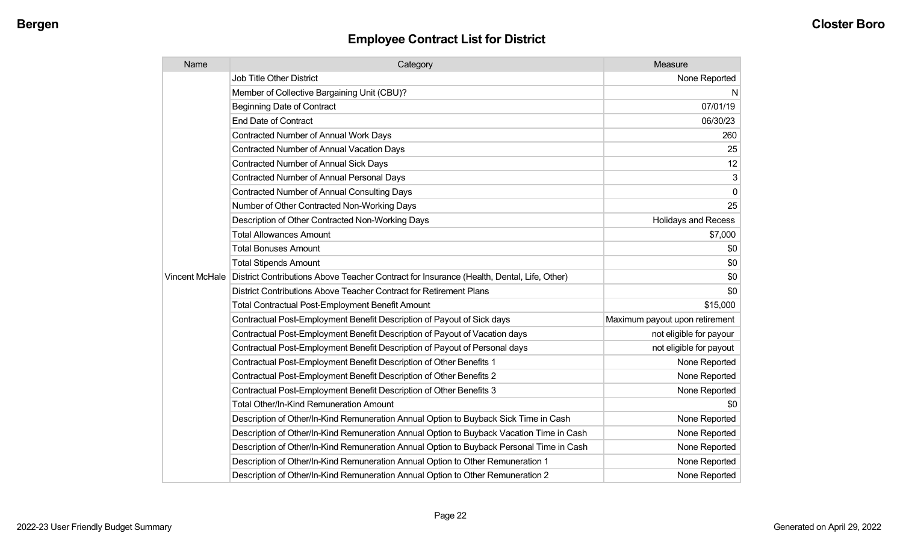## Employee Contract List for District

| Name | Category | Measure |
|---|---|---|
| Vincent McHale | Job Title Other District | None Reported |
| | Member of Collective Bargaining Unit (CBU)? | N |
| | Beginning Date of Contract | 07/01/19 |
| | End Date of Contract | 06/30/23 |
| | Contracted Number of Annual Work Days | 260 |
| | Contracted Number of Annual Vacation Days | 25 |
| | Contracted Number of Annual Sick Days | 12 |
| | Contracted Number of Annual Personal Days | 3 |
| | Contracted Number of Annual Consulting Days | 0 |
| | Number of Other Contracted Non-Working Days | 25 |
| | Description of Other Contracted Non-Working Days | Holidays and Recess |
| | Total Allowances Amount | $7,000 |
| | Total Bonuses Amount | $0 |
| | Total Stipends Amount | $0 |
| | District Contributions Above Teacher Contract for Insurance (Health, Dental, Life, Other) | $0 |
| | District Contributions Above Teacher Contract for Retirement Plans | $0 |
| | Total Contractual Post-Employment Benefit Amount | $15,000 |
| | Contractual Post-Employment Benefit Description of Payout of Sick days | Maximum payout upon retirement |
| | Contractual Post-Employment Benefit Description of Payout of Vacation days | not eligible for payour |
| | Contractual Post-Employment Benefit Description of Payout of Personal days | not eligible for payout |
| | Contractual Post-Employment Benefit Description of Other Benefits 1 | None Reported |
| | Contractual Post-Employment Benefit Description of Other Benefits 2 | None Reported |
| | Contractual Post-Employment Benefit Description of Other Benefits 3 | None Reported |
| | Total Other/In-Kind Remuneration Amount | $0 |
| | Description of Other/In-Kind Remuneration Annual Option to Buyback Sick Time in Cash | None Reported |
| | Description of Other/In-Kind Remuneration Annual Option to Buyback Vacation Time in Cash | None Reported |
| | Description of Other/In-Kind Remuneration Annual Option to Buyback Personal Time in Cash | None Reported |
| | Description of Other/In-Kind Remuneration Annual Option to Other Remuneration 1 | None Reported |
| | Description of Other/In-Kind Remuneration Annual Option to Other Remuneration 2 | None Reported |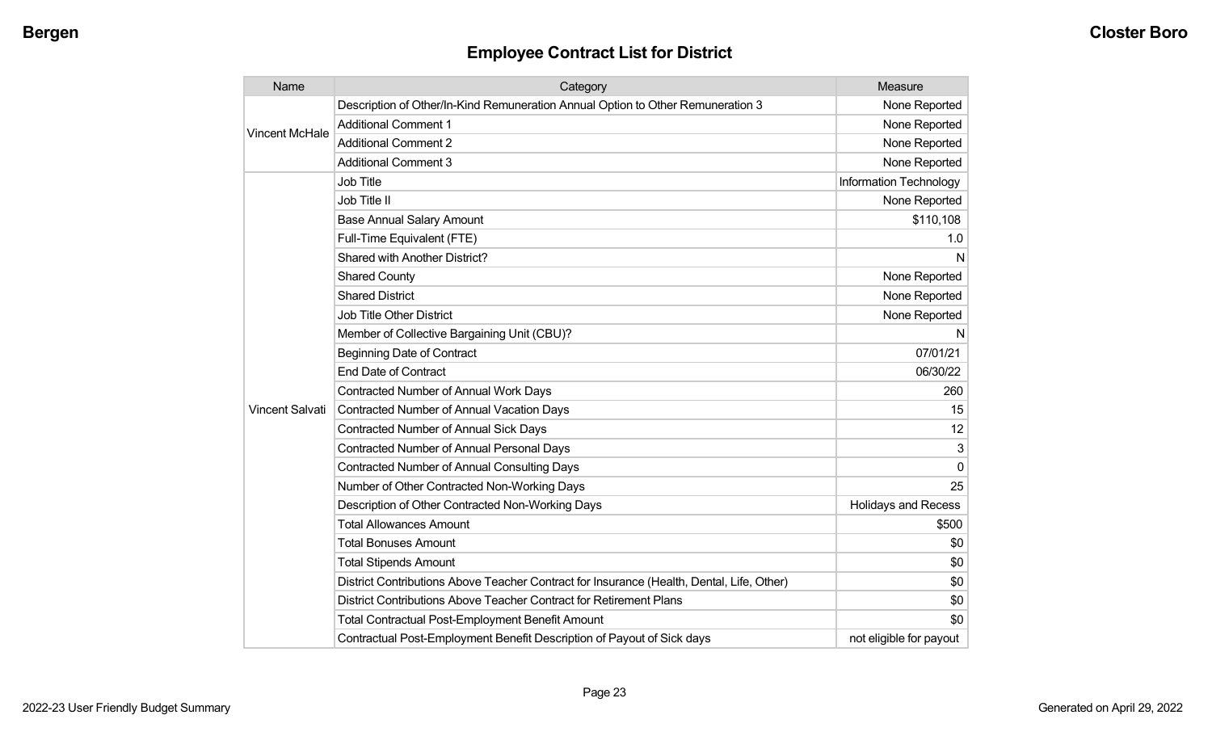## Employee Contract List for District

| Name | Category | Measure |
|---|---|---|
| Vincent McHale | Description of Other/In-Kind Remuneration Annual Option to Other Remuneration 3 | None Reported |
| | Additional Comment 1 | None Reported |
| | Additional Comment 2 | None Reported |
| | Additional Comment 3 | None Reported |
| Vincent Salvati | Job Title | Information Technology |
| | Job Title II | None Reported |
| | Base Annual Salary Amount | $110,108 |
| | Full-Time Equivalent (FTE) | 1.0 |
| | Shared with Another District? | N |
| | Shared County | None Reported |
| | Shared District | None Reported |
| | Job Title Other District | None Reported |
| | Member of Collective Bargaining Unit (CBU)? | N |
| | Beginning Date of Contract | 07/01/21 |
| | End Date of Contract | 06/30/22 |
| | Contracted Number of Annual Work Days | 260 |
| | Contracted Number of Annual Vacation Days | 15 |
| | Contracted Number of Annual Sick Days | 12 |
| | Contracted Number of Annual Personal Days | 3 |
| | Contracted Number of Annual Consulting Days | 0 |
| | Number of Other Contracted Non-Working Days | 25 |
| | Description of Other Contracted Non-Working Days | Holidays and Recess |
| | Total Allowances Amount | $500 |
| | Total Bonuses Amount | $0 |
| | Total Stipends Amount | $0 |
| | District Contributions Above Teacher Contract for Insurance (Health, Dental, Life, Other) | $0 |
| | District Contributions Above Teacher Contract for Retirement Plans | $0 |
| | Total Contractual Post-Employment Benefit Amount | $0 |
| | Contractual Post-Employment Benefit Description of Payout of Sick days | not eligible for payout |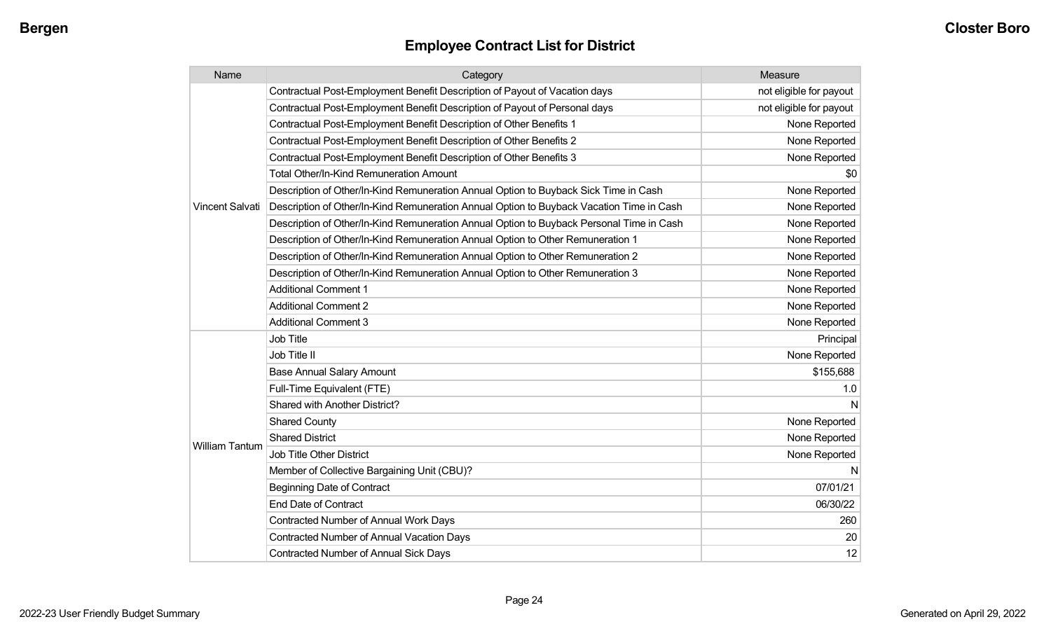## Employee Contract List for District

| Name | Category | Measure |
|---|---|---|
| Vincent Salvati | Contractual Post-Employment Benefit Description of Payout of Vacation days | not eligible for payout |
| | Contractual Post-Employment Benefit Description of Payout of Personal days | not eligible for payout |
| | Contractual Post-Employment Benefit Description of Other Benefits 1 | None Reported |
| | Contractual Post-Employment Benefit Description of Other Benefits 2 | None Reported |
| | Contractual Post-Employment Benefit Description of Other Benefits 3 | None Reported |
| | Total Other/In-Kind Remuneration Amount | $0 |
| | Description of Other/In-Kind Remuneration Annual Option to Buyback Sick Time in Cash | None Reported |
| | Description of Other/In-Kind Remuneration Annual Option to Buyback Vacation Time in Cash | None Reported |
| | Description of Other/In-Kind Remuneration Annual Option to Buyback Personal Time in Cash | None Reported |
| | Description of Other/In-Kind Remuneration Annual Option to Other Remuneration 1 | None Reported |
| | Description of Other/In-Kind Remuneration Annual Option to Other Remuneration 2 | None Reported |
| | Description of Other/In-Kind Remuneration Annual Option to Other Remuneration 3 | None Reported |
| | Additional Comment 1 | None Reported |
| | Additional Comment 2 | None Reported |
| | Additional Comment 3 | None Reported |
| William Tantum | Job Title | Principal |
| | Job Title II | None Reported |
| | Base Annual Salary Amount | $155,688 |
| | Full-Time Equivalent (FTE) | 1.0 |
| | Shared with Another District? | N |
| | Shared County | None Reported |
| | Shared District | None Reported |
| | Job Title Other District | None Reported |
| | Member of Collective Bargaining Unit (CBU)? | N |
| | Beginning Date of Contract | 07/01/21 |
| | End Date of Contract | 06/30/22 |
| | Contracted Number of Annual Work Days | 260 |
| | Contracted Number of Annual Vacation Days | 20 |
| | Contracted Number of Annual Sick Days | 12 |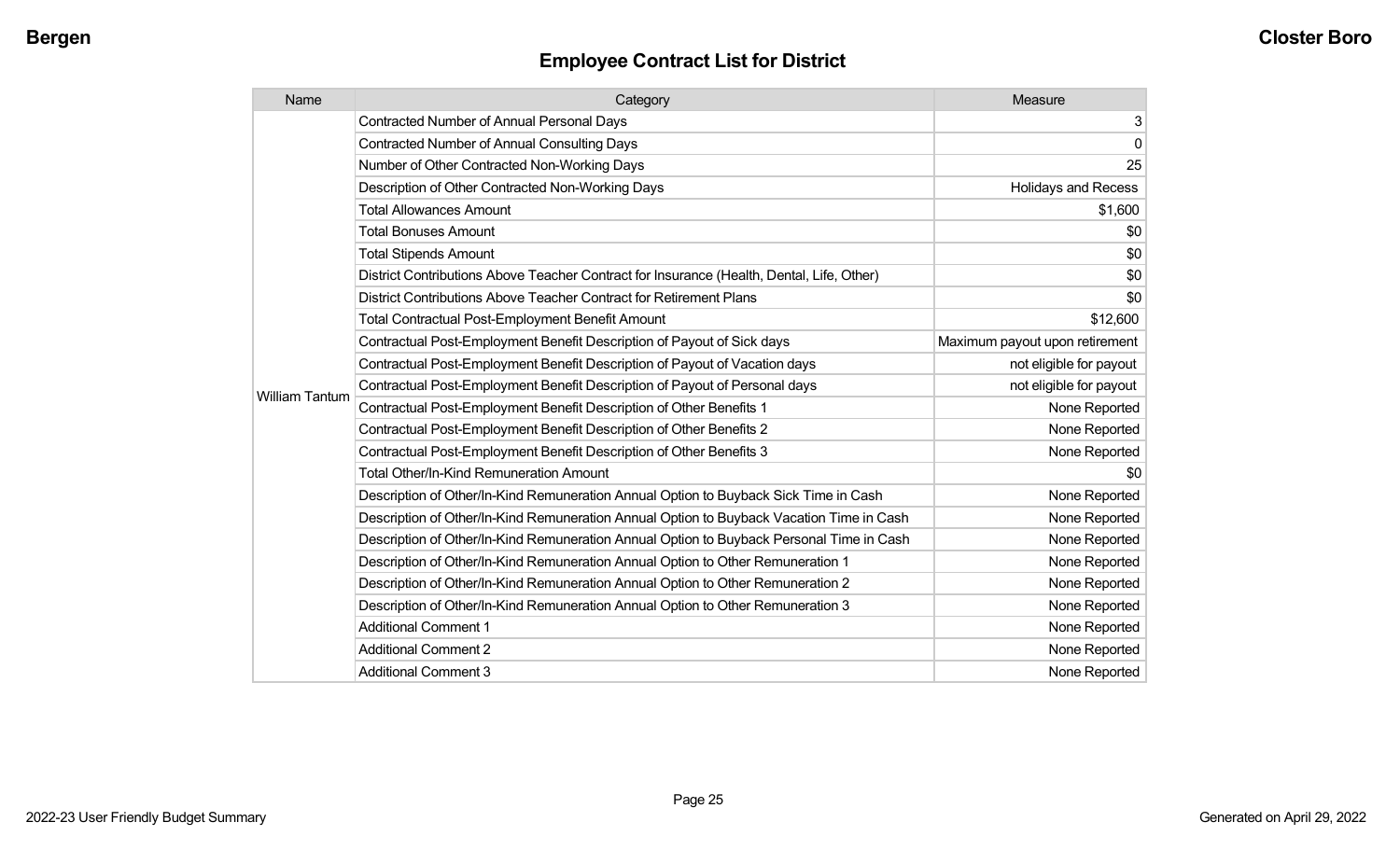## Employee Contract List for District

| Name | Category | Measure |
|---|---|---|
| William Tantum | Contracted Number of Annual Personal Days | 3 |
| | Contracted Number of Annual Consulting Days | 0 |
| | Number of Other Contracted Non-Working Days | 25 |
| | Description of Other Contracted Non-Working Days | Holidays and Recess |
| | Total Allowances Amount | $1,600 |
| | Total Bonuses Amount | $0 |
| | Total Stipends Amount | $0 |
| | District Contributions Above Teacher Contract for Insurance (Health, Dental, Life, Other) | $0 |
| | District Contributions Above Teacher Contract for Retirement Plans | $0 |
| | Total Contractual Post-Employment Benefit Amount | $12,600 |
| | Contractual Post-Employment Benefit Description of Payout of Sick days | Maximum payout upon retirement |
| | Contractual Post-Employment Benefit Description of Payout of Vacation days | not eligible for payout |
| | Contractual Post-Employment Benefit Description of Payout of Personal days | not eligible for payout |
| | Contractual Post-Employment Benefit Description of Other Benefits 1 | None Reported |
| | Contractual Post-Employment Benefit Description of Other Benefits 2 | None Reported |
| | Contractual Post-Employment Benefit Description of Other Benefits 3 | None Reported |
| | Total Other/In-Kind Remuneration Amount | $0 |
| | Description of Other/In-Kind Remuneration Annual Option to Buyback Sick Time in Cash | None Reported |
| | Description of Other/In-Kind Remuneration Annual Option to Buyback Vacation Time in Cash | None Reported |
| | Description of Other/In-Kind Remuneration Annual Option to Buyback Personal Time in Cash | None Reported |
| | Description of Other/In-Kind Remuneration Annual Option to Other Remuneration 1 | None Reported |
| | Description of Other/In-Kind Remuneration Annual Option to Other Remuneration 2 | None Reported |
| | Description of Other/In-Kind Remuneration Annual Option to Other Remuneration 3 | None Reported |
| | Additional Comment 1 | None Reported |
| | Additional Comment 2 | None Reported |
| | Additional Comment 3 | None Reported |